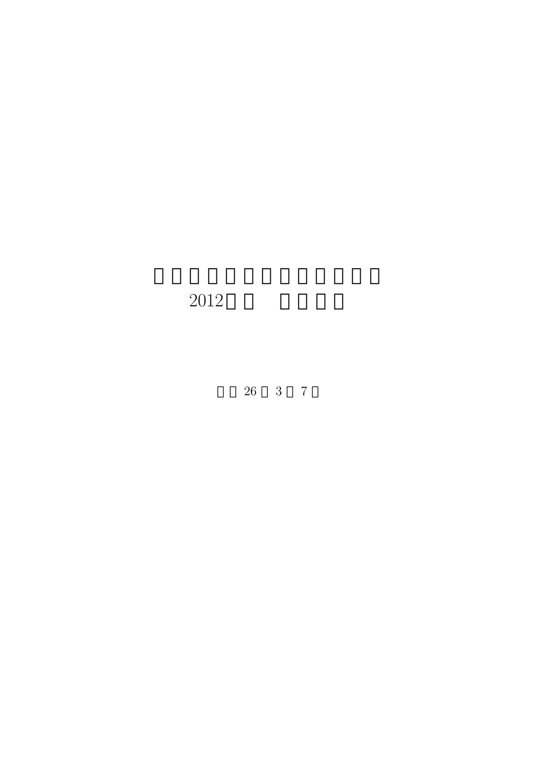# □□□□□□□□□□□□□
# 2012□□ □□□□

□□26□3□7□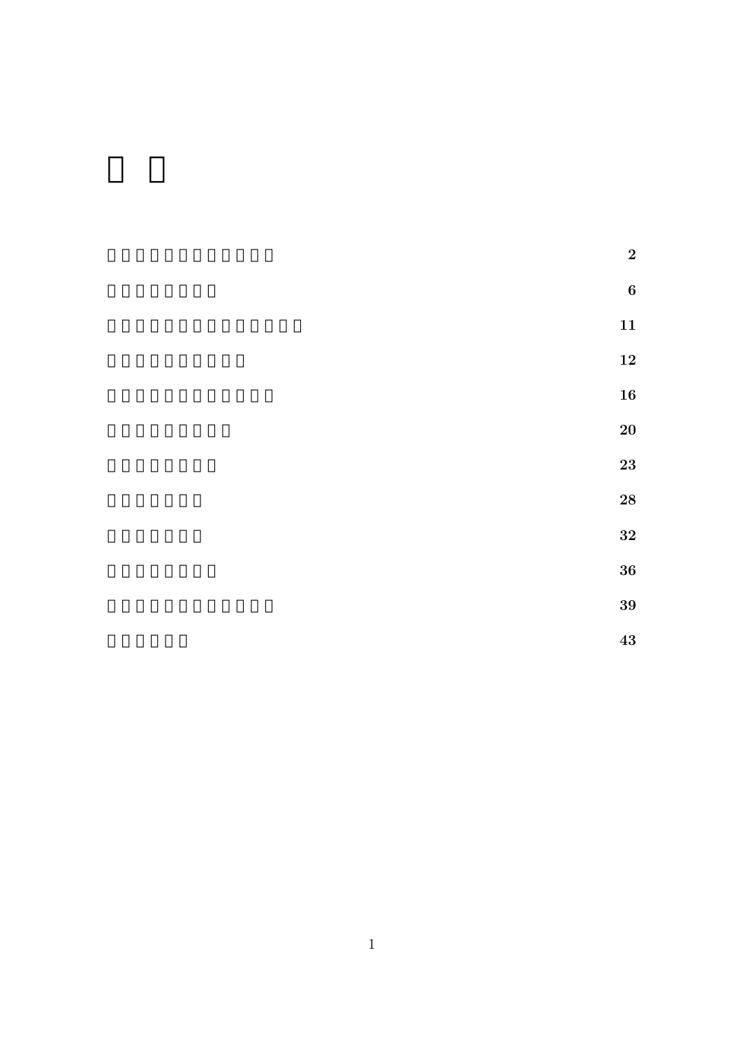# □□

□□□□□□□□□□□□ **2**

□□□□□□□□ **6**

□□□□□□□□□□□□□□ **11**

□□□□□□□□□□ **12**

□□□□□□□□□□□□ **16**

□□□□□□□□□ **20**

□□□□□□□□ **23**

□□□□□□□ **28**

□□□□□□□ **32**

□□□□□□□□ **36**

□□□□□□□□□□□□ **39**

□□□□□□ **43**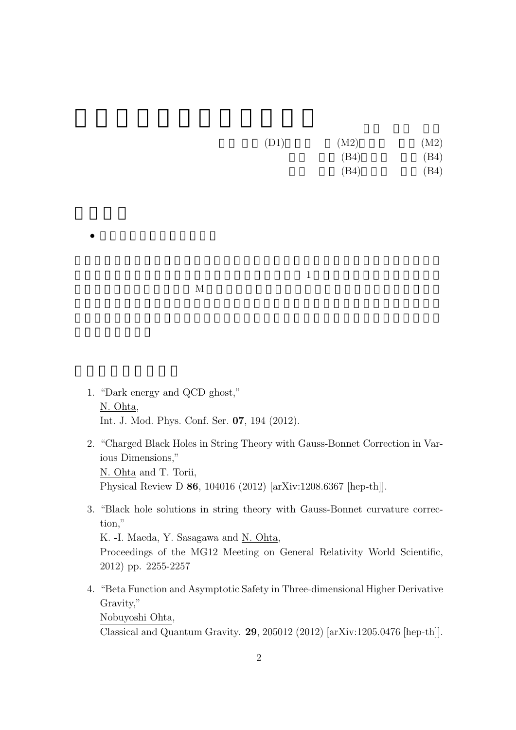(D1) (M2) (M2)

(B4) (B4)

(B4) (B4)

1

M

1. "Dark energy and QCD ghost,"
   N. Ohta,
   Int. J. Mod. Phys. Conf. Ser. **07**, 194 (2012).

2. "Charged Black Holes in String Theory with Gauss-Bonnet Correction in Various Dimensions,"
   N. Ohta and T. Torii,
   Physical Review D **86**, 104016 (2012) [arXiv:1208.6367 [hep-th]].

3. "Black hole solutions in string theory with Gauss-Bonnet curvature correction,"
   K. -I. Maeda, Y. Sasagawa and N. Ohta,
   Proceedings of the MG12 Meeting on General Relativity World Scientific, 2012) pp. 2255-2257

4. "Beta Function and Asymptotic Safety in Three-dimensional Higher Derivative Gravity,"
   Nobuyoshi Ohta,
   Classical and Quantum Gravity. **29**, 205012 (2012) [arXiv:1205.0476 [hep-th]].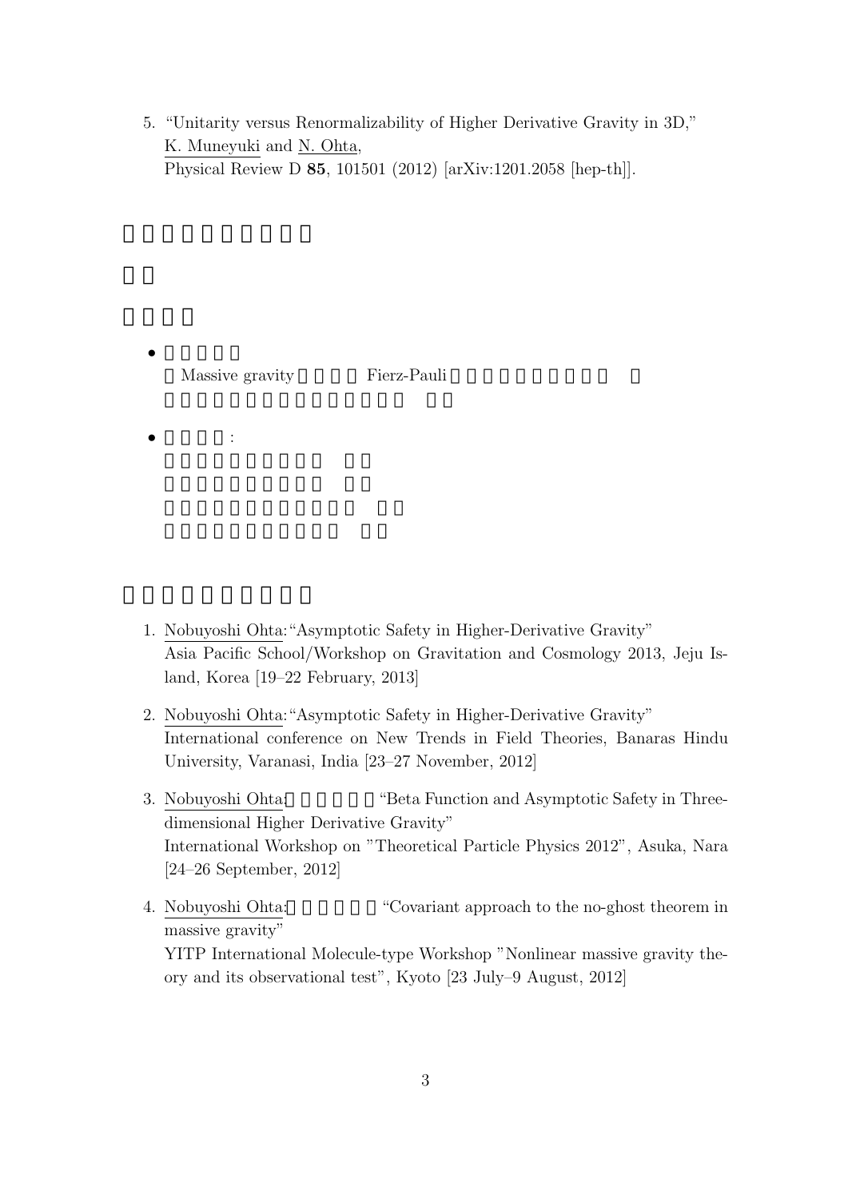5. "Unitarity versus Renormalizability of Higher Derivative Gravity in 3D," K. Muneyuki and N. Ohta, Physical Review D **85**, 101501 (2012) [arXiv:1201.2058 [hep-th]].

- Massive gravity Fierz-Pauli

- :

1. Nobuyoshi Ohta: "Asymptotic Safety in Higher-Derivative Gravity"
   Asia Pacific School/Workshop on Gravitation and Cosmology 2013, Jeju Island, Korea [19–22 February, 2013]

2. Nobuyoshi Ohta: "Asymptotic Safety in Higher-Derivative Gravity"
   International conference on New Trends in Field Theories, Banaras Hindu University, Varanasi, India [23–27 November, 2012]

3. Nobuyoshi Ohta: "Beta Function and Asymptotic Safety in Three-dimensional Higher Derivative Gravity"
   International Workshop on "Theoretical Particle Physics 2012", Asuka, Nara [24–26 September, 2012]

4. Nobuyoshi Ohta: "Covariant approach to the no-ghost theorem in massive gravity"
   YITP International Molecule-type Workshop "Nonlinear massive gravity theory and its observational test", Kyoto [23 July–9 August, 2012]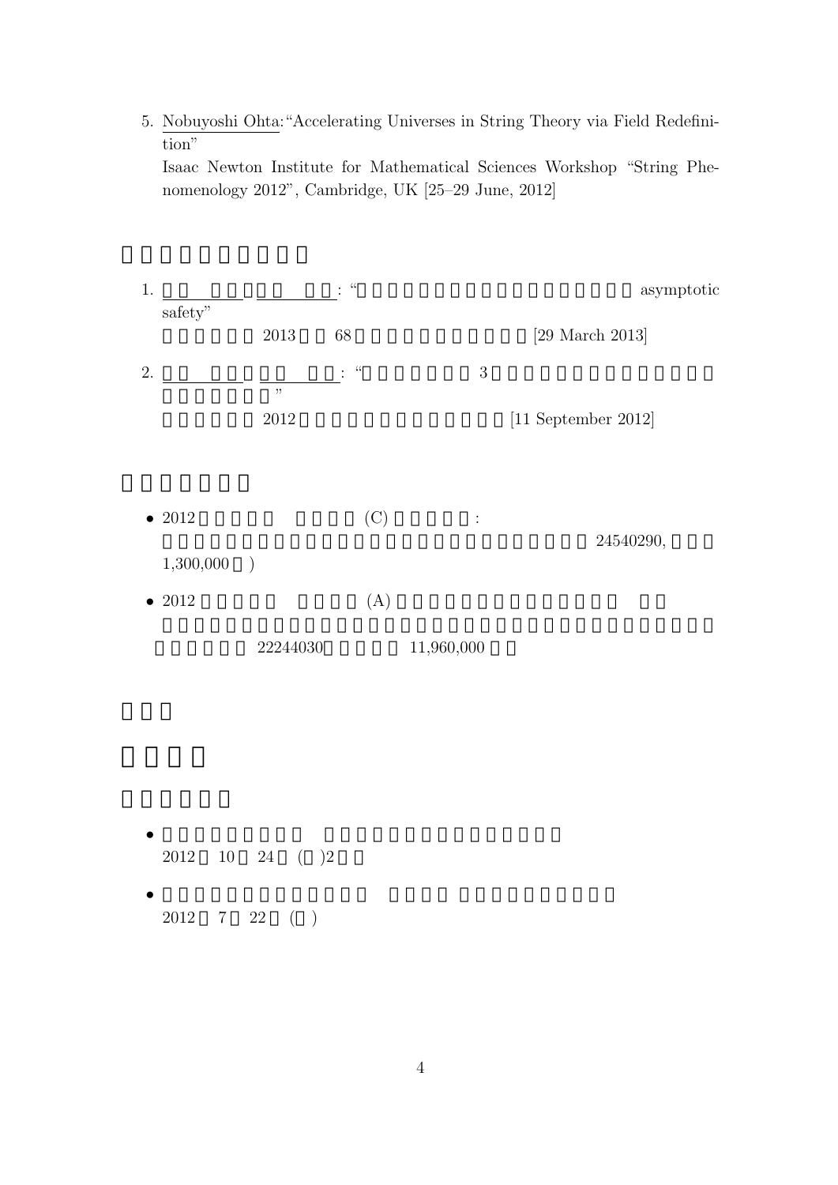5. Nobuyoshi Ohta:"Accelerating Universes in String Theory via Field Redefinition"
   Isaac Newton Institute for Mathematical Sciences Workshop "String Phenomenology 2012", Cambridge, UK [25–29 June, 2012]

1. : " asymptotic safety"
   2013 68 [29 March 2013]

2. : " 3
   "
   2012 [11 September 2012]

- 2012 (C) :
  24540290,
  1,300,000 )

- 2012 (A)
  22244030 11,960,000

- 2012 10 24 ( )2

- 2012 7 22 ( )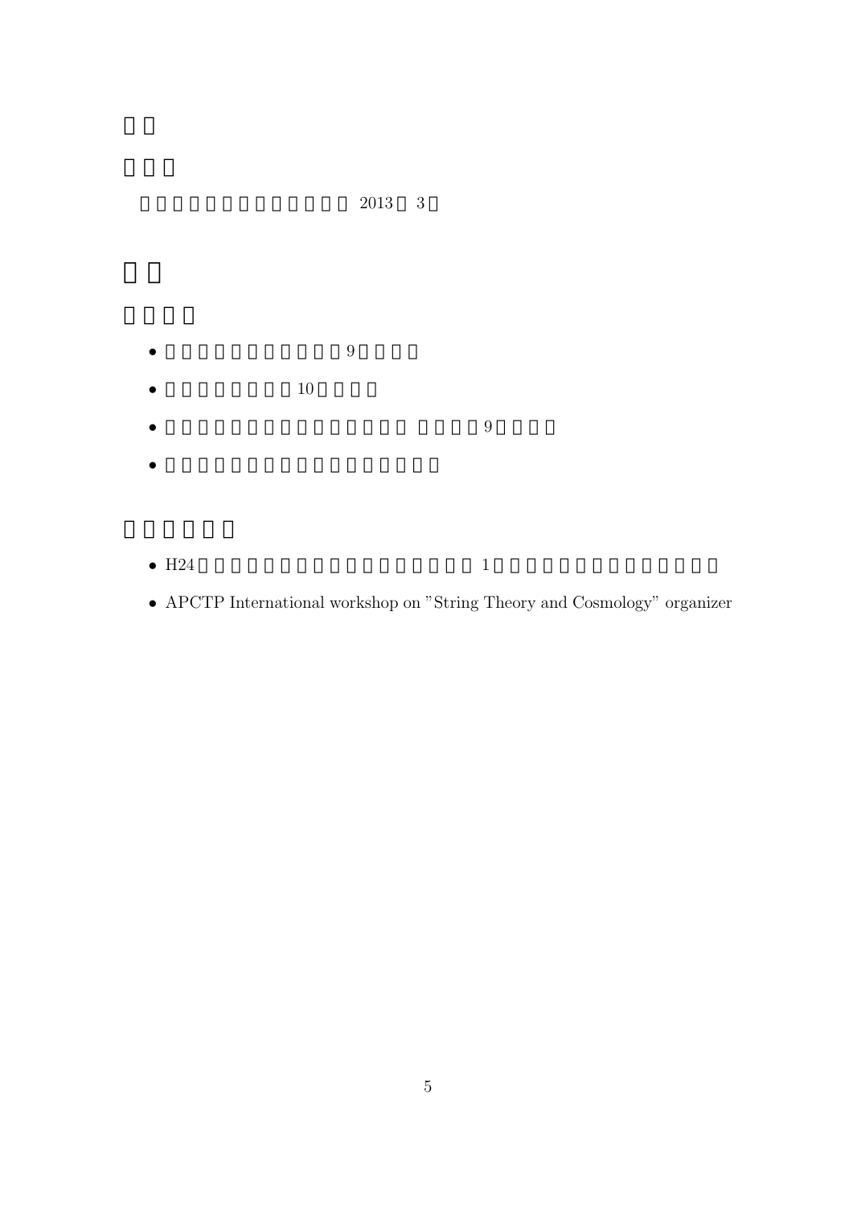## □□

### □□□

□□□□□□□□□□□□ 2013□ 3□

## □□

### □□□□

- □□□□□□□□□□□9□□□□
- □□□□□□□□10□□□□
- □□□□□□□□□□□□□□□□ □□□9□□□□
- □□□□□□□□□□□□□□□□□□

### □□□□□

- H24□□□□□□□□□□□□□□□□□□ 1□□□□□□□□□□□□□□□□
- APCTP International workshop on "String Theory and Cosmology" organizer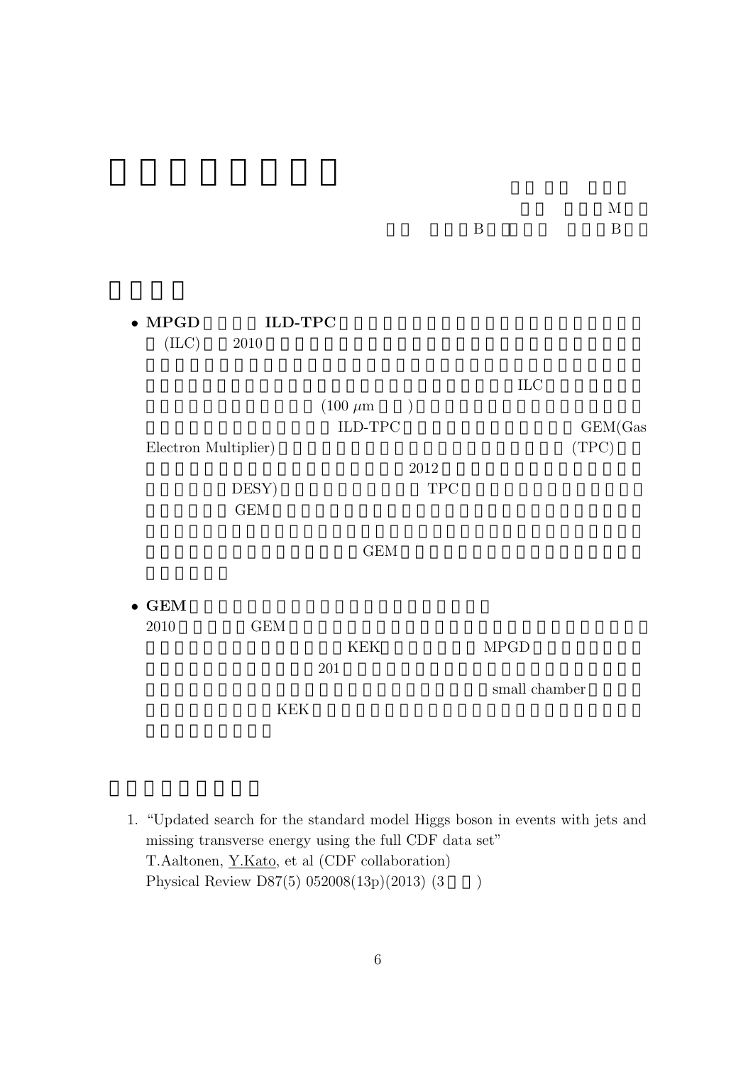# 

M
B B

## 

- **MPGD** **ILD-TPC**
  (ILC) 2010
  
  ILC
  ($100\ \mu$m )
  ILD-TPC GEM(Gas Electron Multiplier) (TPC)
  2012
  DESY) TPC
  GEM
  
  GEM
  

- **GEM**
  2010 GEM
  KEK MPGD
  201
  small chamber
  KEK
  

## 

1. "Updated search for the standard model Higgs boson in events with jets and missing transverse energy using the full CDF data set"
   T.Aaltonen, <u>Y.Kato</u>, et al (CDF collaboration)
   Physical Review D87(5) 052008(13p)(2013) (3 )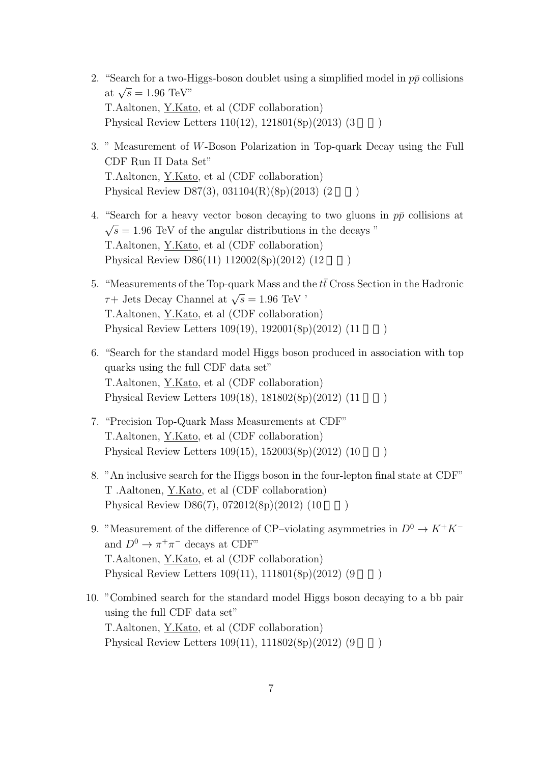2. "Search for a two-Higgs-boson doublet using a simplified model in $p\bar{p}$ collisions at $\sqrt{s} = 1.96$ TeV"
   T.Aaltonen, Y.Kato, et al (CDF collaboration)
   Physical Review Letters 110(12), 121801(8p)(2013) (3 )

3. " Measurement of $W$-Boson Polarization in Top-quark Decay using the Full CDF Run II Data Set"
   T.Aaltonen, Y.Kato, et al (CDF collaboration)
   Physical Review D87(3), 031104(R)(8p)(2013) (2 )

4. "Search for a heavy vector boson decaying to two gluons in $p\bar{p}$ collisions at $\sqrt{s} = 1.96$ TeV of the angular distributions in the decays "
   T.Aaltonen, Y.Kato, et al (CDF collaboration)
   Physical Review D86(11) 112002(8p)(2012) (12 )

5. "Measurements of the Top-quark Mass and the $t\bar{t}$ Cross Section in the Hadronic $\tau+$ Jets Decay Channel at $\sqrt{s} = 1.96$ TeV '
   T.Aaltonen, Y.Kato, et al (CDF collaboration)
   Physical Review Letters 109(19), 192001(8p)(2012) (11 )

6. "Search for the standard model Higgs boson produced in association with top quarks using the full CDF data set"
   T.Aaltonen, Y.Kato, et al (CDF collaboration)
   Physical Review Letters 109(18), 181802(8p)(2012) (11 )

7. "Precision Top-Quark Mass Measurements at CDF"
   T.Aaltonen, Y.Kato, et al (CDF collaboration)
   Physical Review Letters 109(15), 152003(8p)(2012) (10 )

8. "An inclusive search for the Higgs boson in the four-lepton final state at CDF"
   T .Aaltonen, Y.Kato, et al (CDF collaboration)
   Physical Review D86(7), 072012(8p)(2012) (10 )

9. "Measurement of the difference of CP–violating asymmetries in $D^0 \to K^+K^-$ and $D^0 \to \pi^+\pi^-$ decays at CDF"
   T.Aaltonen, Y.Kato, et al (CDF collaboration)
   Physical Review Letters 109(11), 111801(8p)(2012) (9 )

10. "Combined search for the standard model Higgs boson decaying to a bb pair using the full CDF data set"
    T.Aaltonen, Y.Kato, et al (CDF collaboration)
    Physical Review Letters 109(11), 111802(8p)(2012) (9 )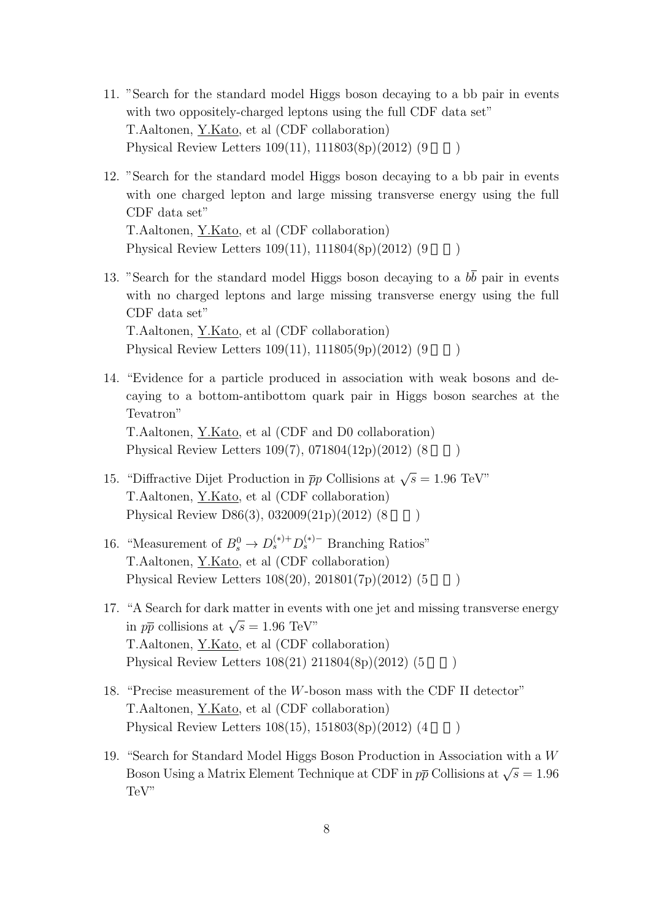11. "Search for the standard model Higgs boson decaying to a bb pair in events with two oppositely-charged leptons using the full CDF data set"
    T.Aaltonen, <u>Y.Kato</u>, et al (CDF collaboration)
    Physical Review Letters 109(11), 111803(8p)(2012) (9 □□)

12. "Search for the standard model Higgs boson decaying to a bb pair in events with one charged lepton and large missing transverse energy using the full CDF data set"
    T.Aaltonen, <u>Y.Kato</u>, et al (CDF collaboration)
    Physical Review Letters 109(11), 111804(8p)(2012) (9 □□)

13. "Search for the standard model Higgs boson decaying to a $b\overline{b}$ pair in events with no charged leptons and large missing transverse energy using the full CDF data set"
    T.Aaltonen, <u>Y.Kato</u>, et al (CDF collaboration)
    Physical Review Letters 109(11), 111805(9p)(2012) (9 □□)

14. "Evidence for a particle produced in association with weak bosons and decaying to a bottom-antibottom quark pair in Higgs boson searches at the Tevatron"
    T.Aaltonen, <u>Y.Kato</u>, et al (CDF and D0 collaboration)
    Physical Review Letters 109(7), 071804(12p)(2012) (8 □□)

15. "Diffractive Dijet Production in $\overline{p}p$ Collisions at $\sqrt{s} = 1.96$ TeV"
    T.Aaltonen, <u>Y.Kato</u>, et al (CDF collaboration)
    Physical Review D86(3), 032009(21p)(2012) (8 □□)

16. "Measurement of $B_s^0 \to D_s^{(*)+} D_s^{(*)-}$ Branching Ratios"
    T.Aaltonen, <u>Y.Kato</u>, et al (CDF collaboration)
    Physical Review Letters 108(20), 201801(7p)(2012) (5 □□)

17. "A Search for dark matter in events with one jet and missing transverse energy in $p\overline{p}$ collisions at $\sqrt{s} = 1.96$ TeV"
    T.Aaltonen, <u>Y.Kato</u>, et al (CDF collaboration)
    Physical Review Letters 108(21) 211804(8p)(2012) (5 □□)

18. "Precise measurement of the $W$-boson mass with the CDF II detector"
    T.Aaltonen, <u>Y.Kato</u>, et al (CDF collaboration)
    Physical Review Letters 108(15), 151803(8p)(2012) (4 □□)

19. "Search for Standard Model Higgs Boson Production in Association with a $W$ Boson Using a Matrix Element Technique at CDF in $p\overline{p}$ Collisions at $\sqrt{s} = 1.96$ TeV"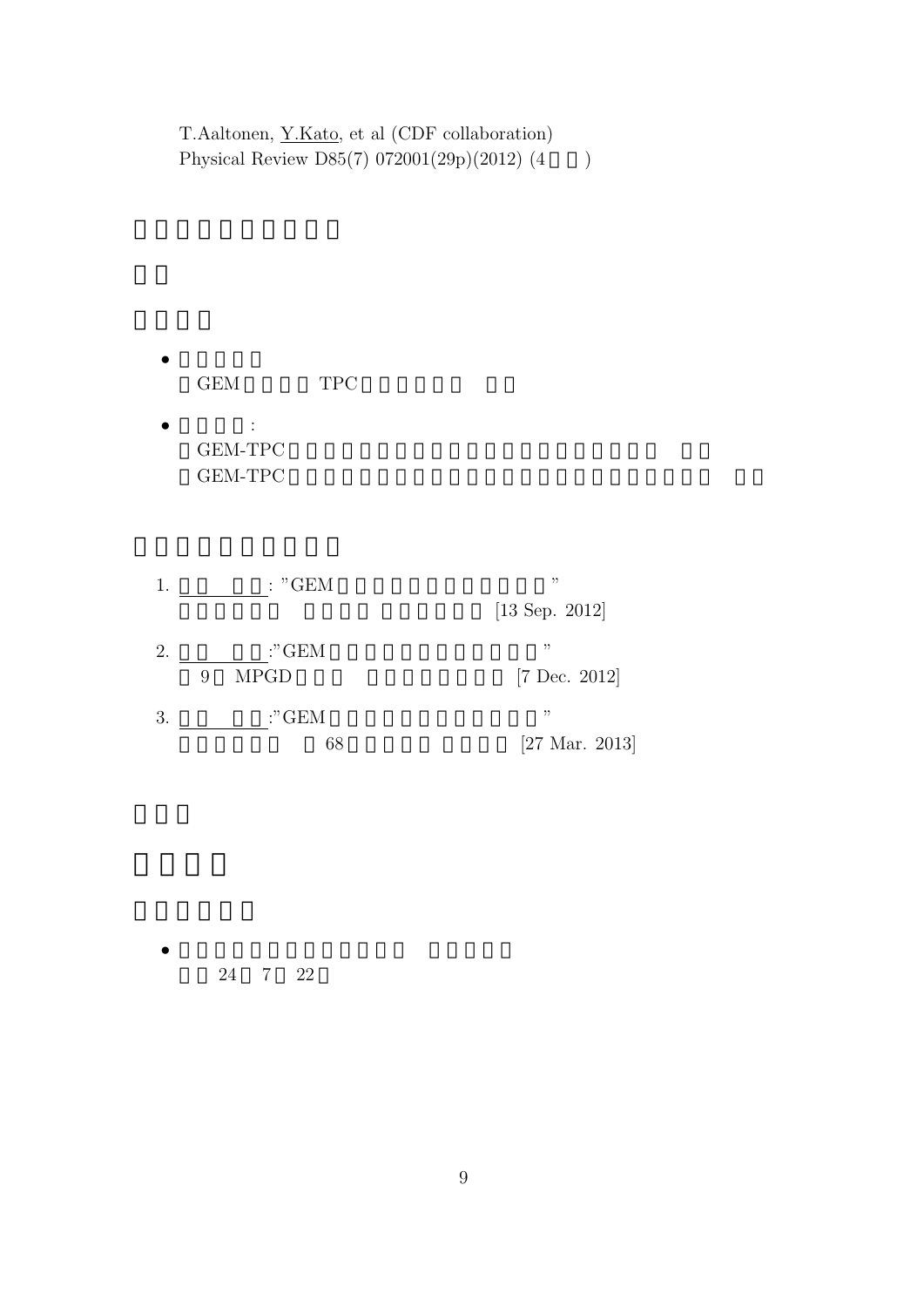T.Aaltonen, Y.Kato, et al (CDF collaboration)
Physical Review D85(7) 072001(29p)(2012) (4 )

## 

## 

## 

- 
  GEM TPC

- :
  GEM-TPC
  GEM-TPC

## 

1. : "GEM "
   [13 Sep. 2012]

2. :"GEM "
   9 MPGD [7 Dec. 2012]

3. :"GEM "
   68 [27 Mar. 2013]

## 

# 

## 

- 
  24 7 22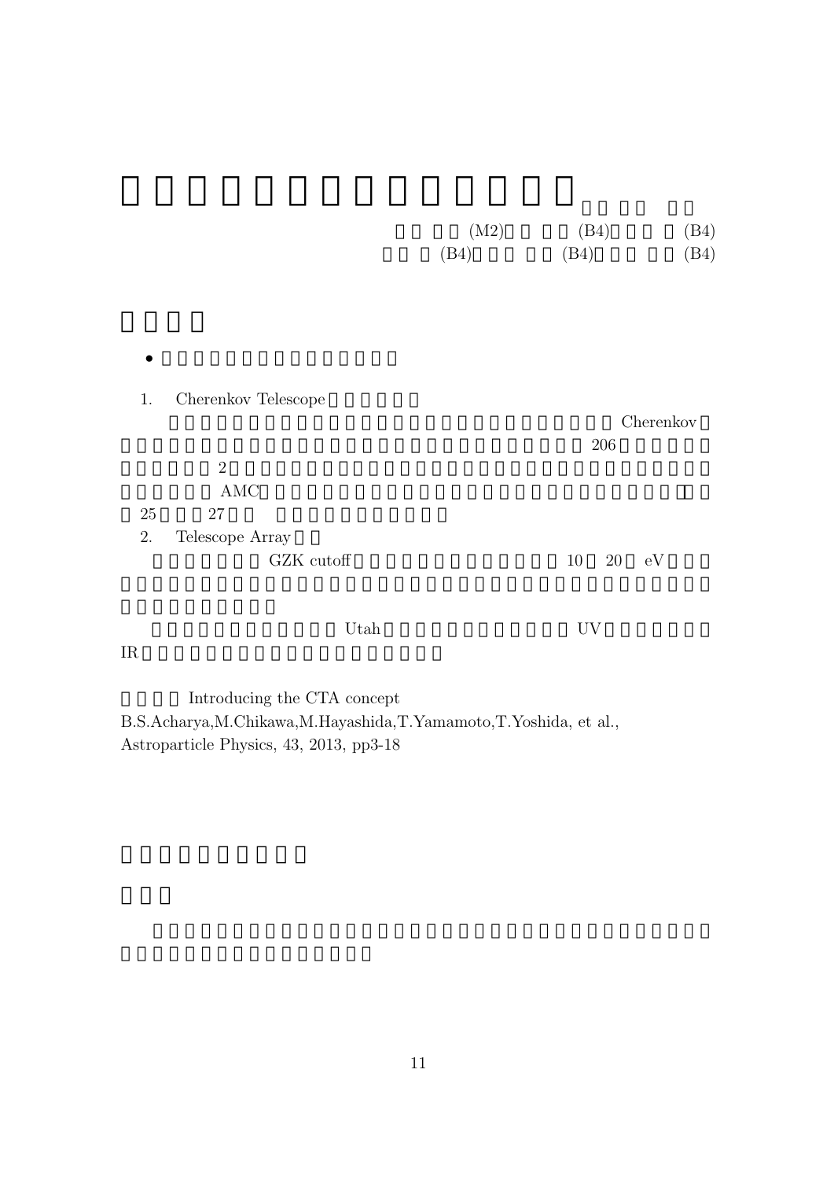(M2) (B4) (B4)
(B4) (B4) (B4)

1. Cherenkov Telescope

Cherenkov

206

2

AMC

25 27

2. Telescope Array

GZK cutoff 10 20 eV

Utah UV

IR

Introducing the CTA concept

B.S.Acharya,M.Chikawa,M.Hayashida,T.Yamamoto,T.Yoshida, et al., Astroparticle Physics, 43, 2013, pp3-18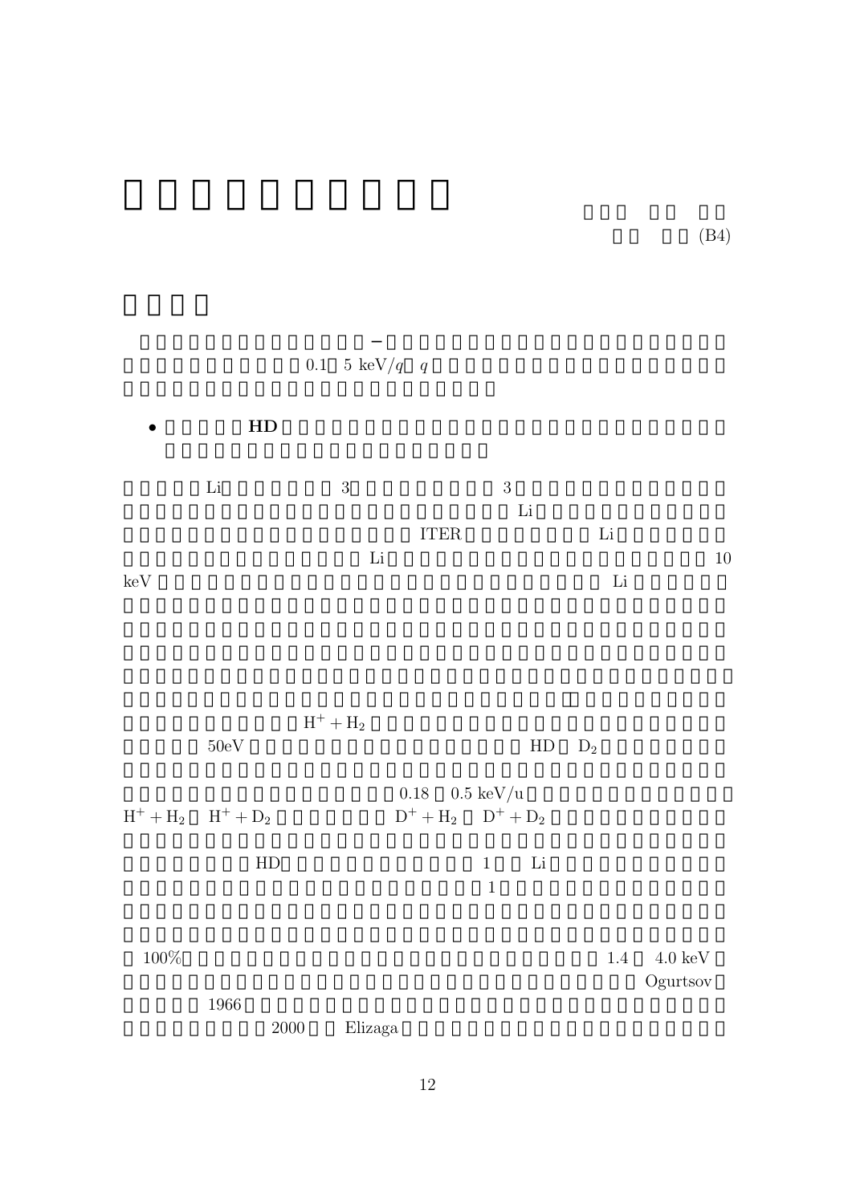(B4)

−

0.1 5 keV/$q$ $q$

- **HD**

Li 3 3

Li

ITER Li

Li 10

keV Li

$H^+ + H_2$

50eV HD $D_2$

0.18 0.5 keV/u

$H^+ + H_2$ $H^+ + D_2$ $D^+ + H_2$ $D^+ + D_2$

HD 1 Li

1

100% 1.4 4.0 keV

Ogurtsov

1966

2000 Elizaga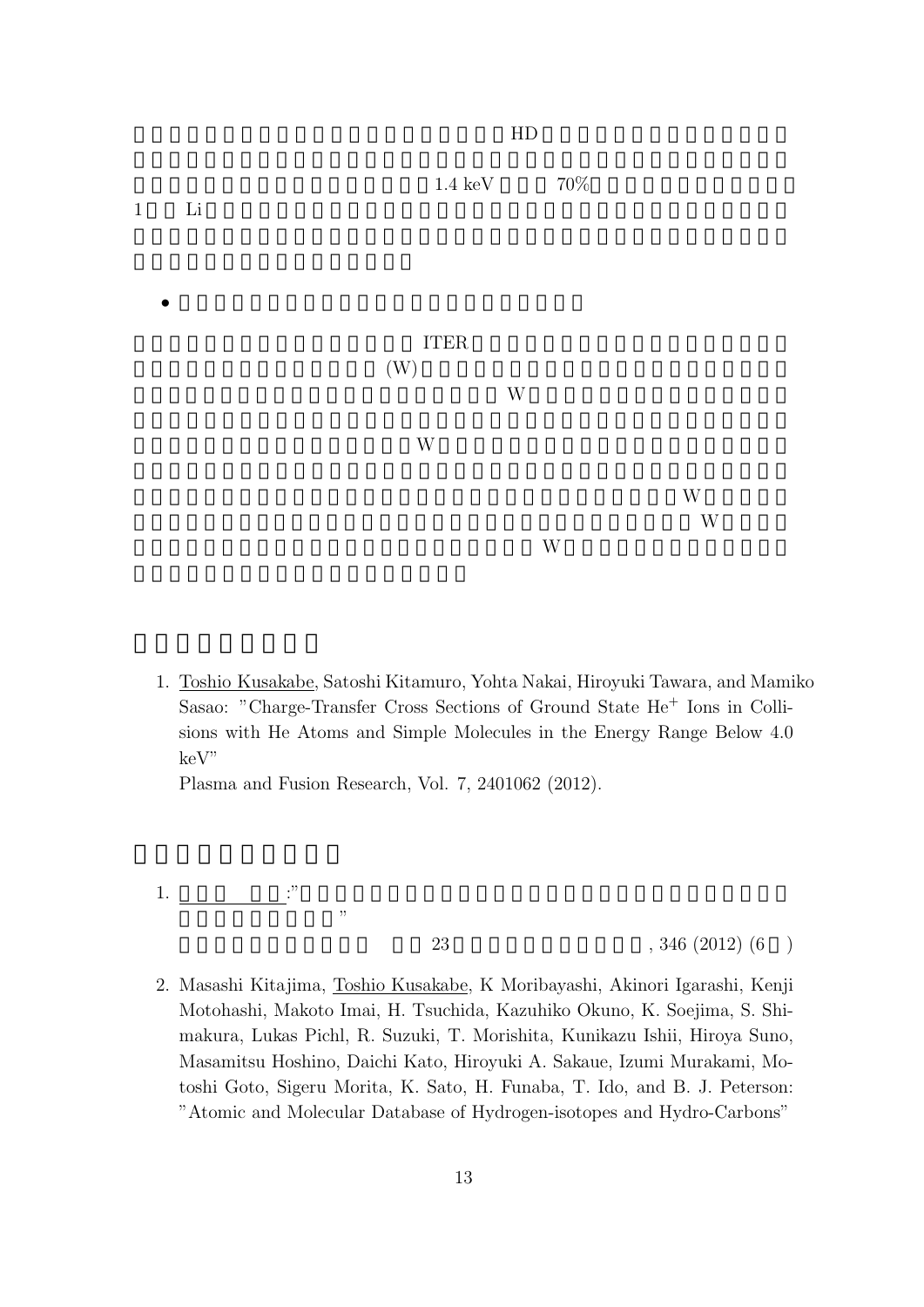HD

1.4 keV 70%

1 Li

- 

ITER

(W)

W

W

W

W

W

## 

1. Toshio Kusakabe, Satoshi Kitamuro, Yohta Nakai, Hiroyuki Tawara, and Mamiko Sasao: "Charge-Transfer Cross Sections of Ground State $He^+$ Ions in Collisions with He Atoms and Simple Molecules in the Energy Range Below 4.0 keV"
   Plasma and Fusion Research, Vol. 7, 2401062 (2012).

## 

1. :"
   "
   23 , 346 (2012) (6 )

2. Masashi Kitajima, Toshio Kusakabe, K Moribayashi, Akinori Igarashi, Kenji Motohashi, Makoto Imai, H. Tsuchida, Kazuhiko Okuno, K. Soejima, S. Shimakura, Lukas Pichl, R. Suzuki, T. Morishita, Kunikazu Ishii, Hiroya Suno, Masamitsu Hoshino, Daichi Kato, Hiroyuki A. Sakaue, Izumi Murakami, Motoshi Goto, Sigeru Morita, K. Sato, H. Funaba, T. Ido, and B. J. Peterson: "Atomic and Molecular Database of Hydrogen-isotopes and Hydro-Carbons"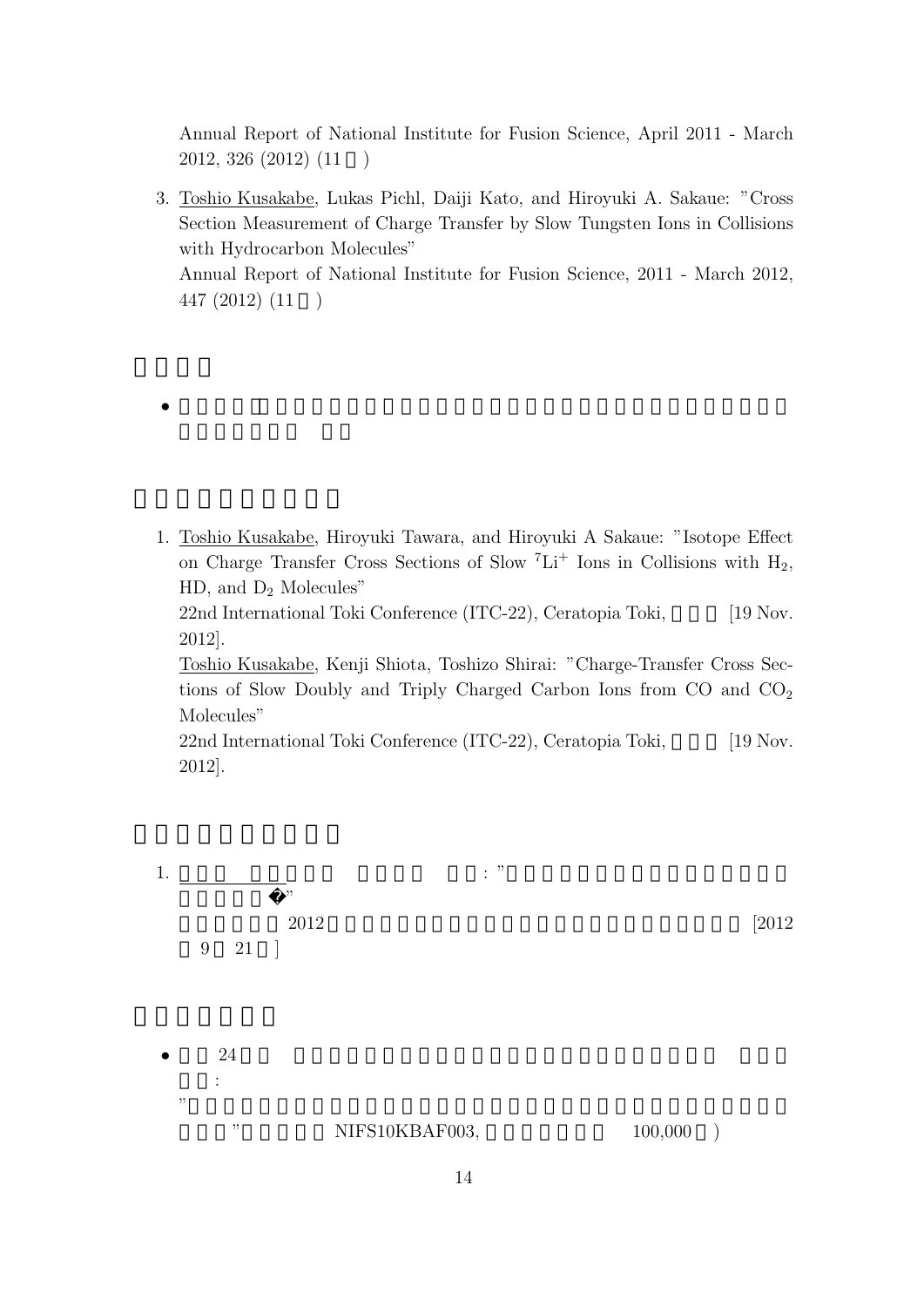Annual Report of National Institute for Fusion Science, April 2011 - March 2012, 326 (2012) (11 )

3. Toshio Kusakabe, Lukas Pichl, Daiji Kato, and Hiroyuki A. Sakaue: "Cross Section Measurement of Charge Transfer by Slow Tungsten Ions in Collisions with Hydrocarbon Molecules"
   Annual Report of National Institute for Fusion Science, 2011 - March 2012, 447 (2012) (11 )

1. Toshio Kusakabe, Hiroyuki Tawara, and Hiroyuki A Sakaue: "Isotope Effect on Charge Transfer Cross Sections of Slow $^{7}Li^{+}$ Ions in Collisions with $H_2$, HD, and $D_2$ Molecules"
   22nd International Toki Conference (ITC-22), Ceratopia Toki, [19 Nov. 2012].
   Toshio Kusakabe, Kenji Shiota, Toshizo Shirai: "Charge-Transfer Cross Sections of Slow Doubly and Triply Charged Carbon Ions from CO and $CO_2$ Molecules"
   22nd International Toki Conference (ITC-22), Ceratopia Toki, [19 Nov. 2012].

1. : "
   "
   2012 [2012 9 21 ]

- 24 
  :
  "
  " NIFS10KBAF003, 100,000 )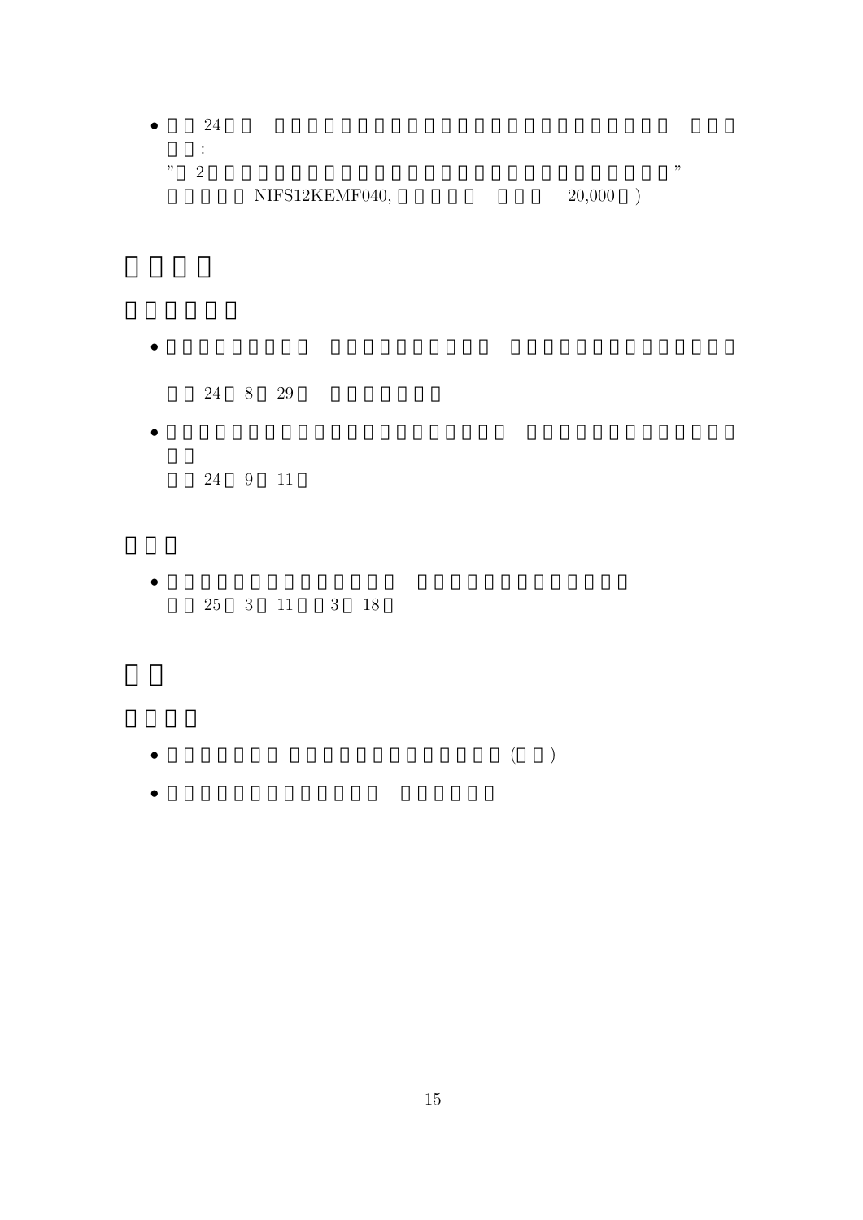- 24 :

  " 2 "

  NIFS12KEMF040, 20,000 )

- 24 8 29

- 24 9 11

- 25 3 11 3 18

- ( )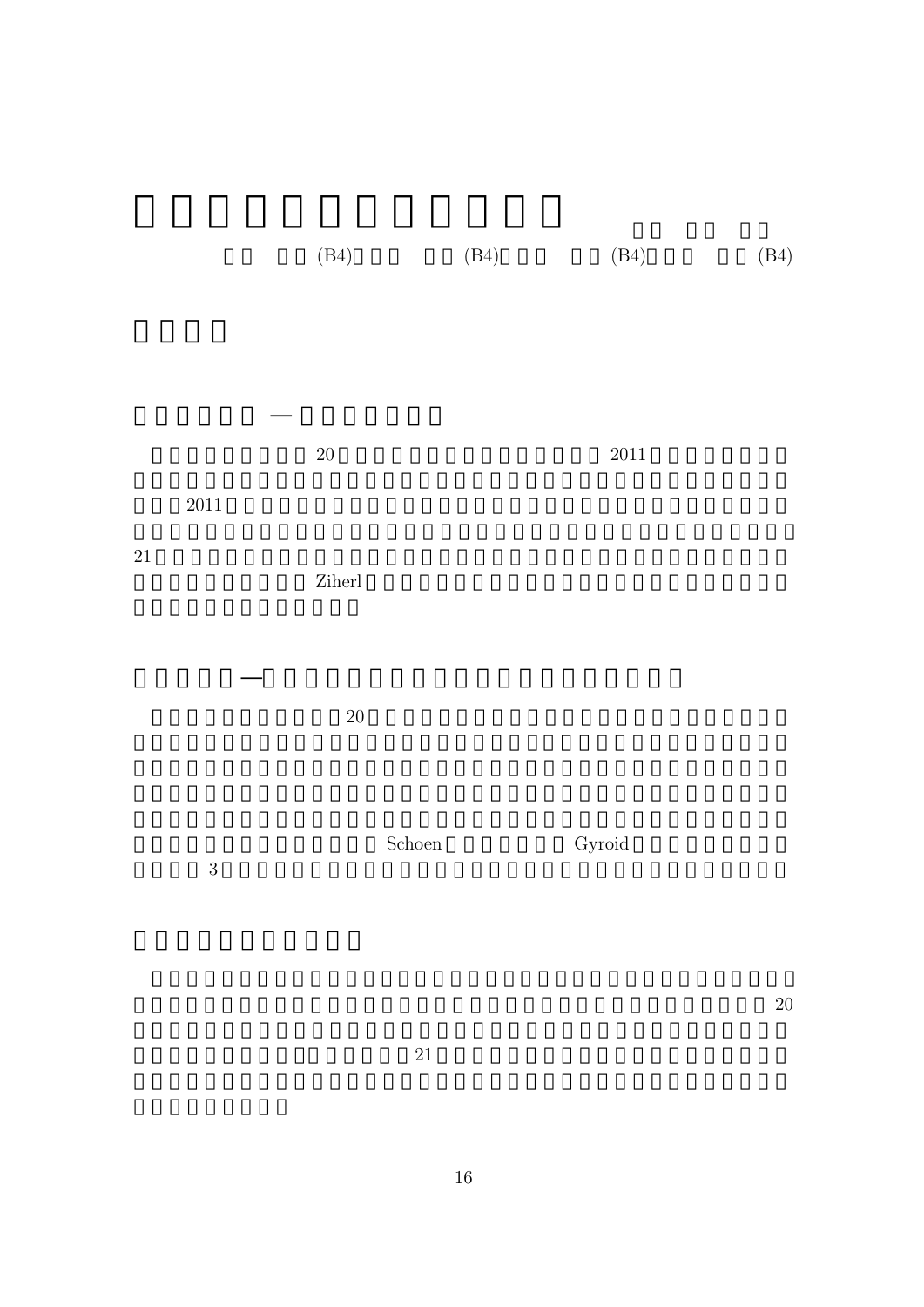(B4) (B4) (B4) (B4)

20 2011

2011

21

Ziherl

20

Schoen Gyroid

3

20

21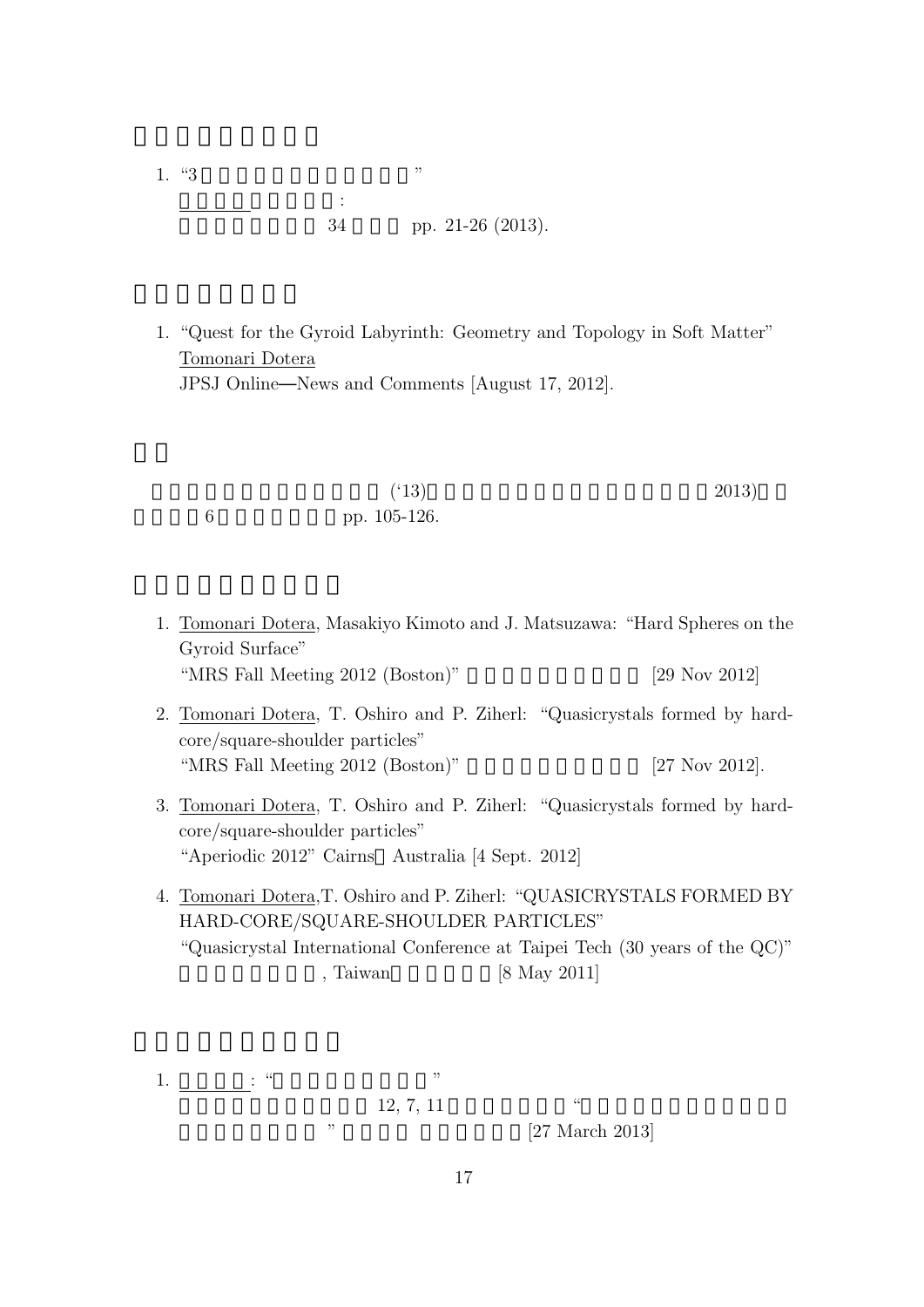1. “3 ”
   :
   34 pp. 21-26 (2013).

1. “Quest for the Gyroid Labyrinth: Geometry and Topology in Soft Matter”
   Tomonari Dotera
   JPSJ Online—News and Comments [August 17, 2012].

('13) 2013)
6 pp. 105-126.

1. Tomonari Dotera, Masakiyo Kimoto and J. Matsuzawa: “Hard Spheres on the Gyroid Surface”
   “MRS Fall Meeting 2012 (Boston)” [29 Nov 2012]
2. Tomonari Dotera, T. Oshiro and P. Ziherl: “Quasicrystals formed by hard-core/square-shoulder particles”
   “MRS Fall Meeting 2012 (Boston)” [27 Nov 2012].
3. Tomonari Dotera, T. Oshiro and P. Ziherl: “Quasicrystals formed by hard-core/square-shoulder particles”
   “Aperiodic 2012” Cairns Australia [4 Sept. 2012]
4. Tomonari Dotera,T. Oshiro and P. Ziherl: “QUASICRYSTALS FORMED BY HARD-CORE/SQUARE-SHOULDER PARTICLES”
   “Quasicrystal International Conference at Taipei Tech (30 years of the QC)”
   , Taiwan [8 May 2011]

1. : “ ”
   12, 7, 11 “
   ” [27 March 2013]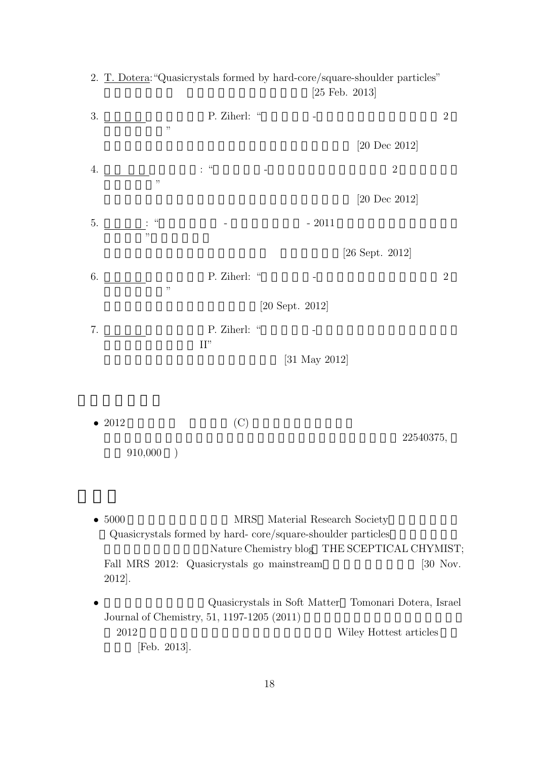2. T. Dotera: "Quasicrystals formed by hard-core/square-shoulder particles" [25 Feb. 2013]

3. P. Ziherl: " - 2 " [20 Dec 2012]

4. : " - 2 " [20 Dec 2012]

5. : " - - 2011 " [26 Sept. 2012]

6. P. Ziherl: " - 2 " [20 Sept. 2012]

7. P. Ziherl: " - II" [31 May 2012]

- 2012 (C) 22540375, 910,000 )

- 5000 MRS Material Research Society Quasicrystals formed by hard- core/square-shoulder particles Nature Chemistry blog THE SCEPTICAL CHYMIST; Fall MRS 2012: Quasicrystals go mainstream [30 Nov. 2012].

- Quasicrystals in Soft Matter Tomonari Dotera, Israel Journal of Chemistry, 51, 1197-1205 (2011) 2012 Wiley Hottest articles [Feb. 2013].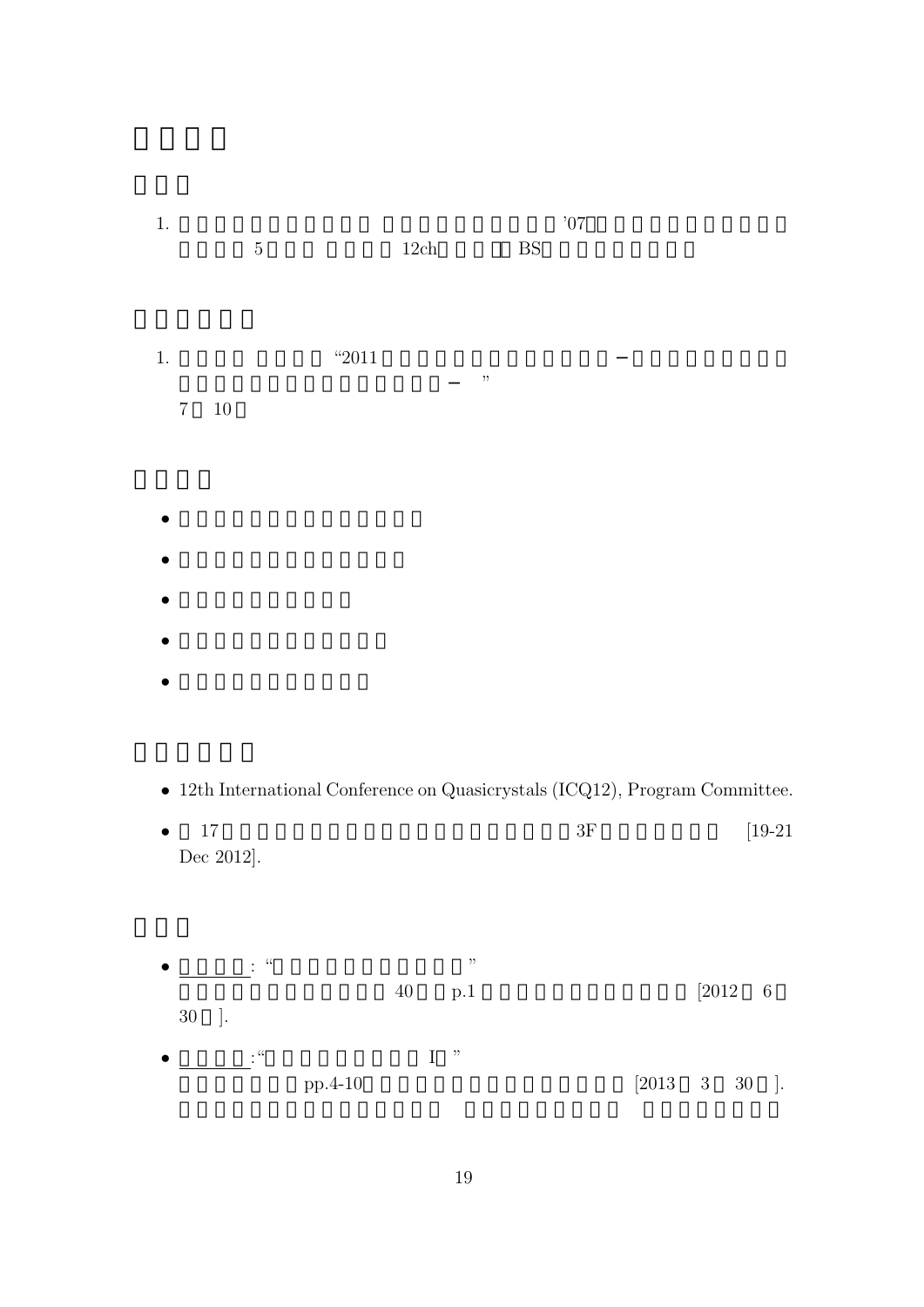1. ’07 5 12ch BS

1. “2011 − − ” 7 10

- 12th International Conference on Quasicrystals (ICQ12), Program Committee.
- 17 3F [19-21 Dec 2012].

- : “ ” 40 p.1 [2012 6 30 ].
- :“ I ” pp.4-10 [2013 3 30 ].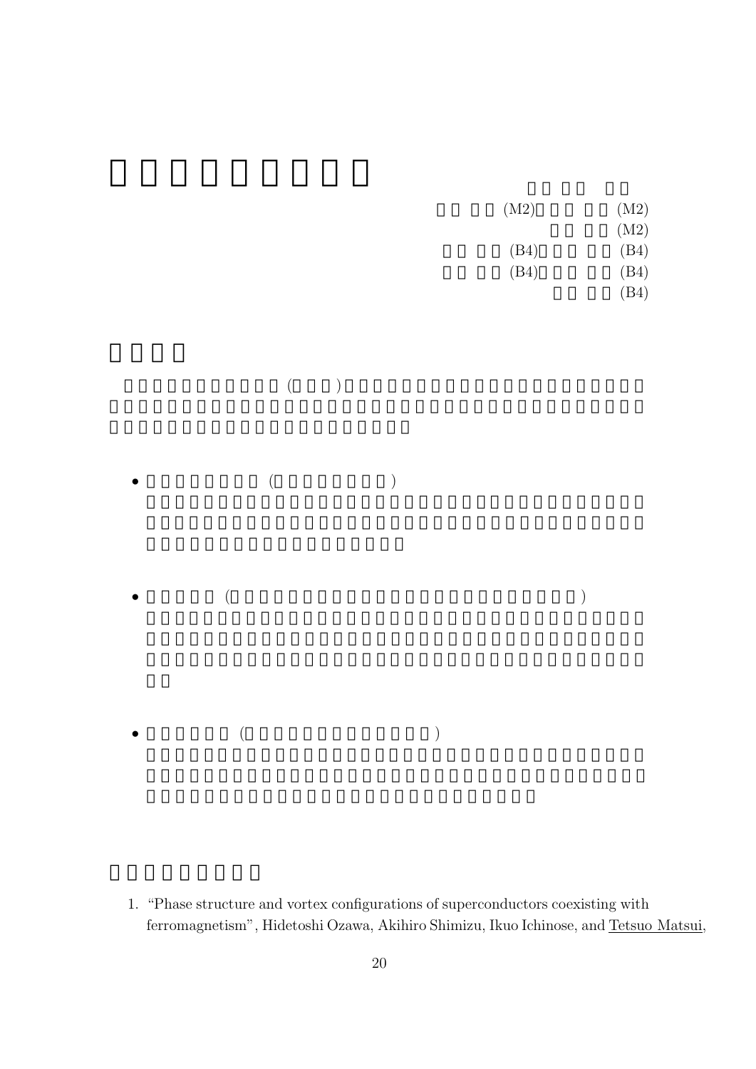(M2) (M2)

(M2)

(B4) (B4)

(B4) (B4)

(B4)

1. "Phase structure and vortex configurations of superconductors coexisting with ferromagnetism", Hidetoshi Ozawa, Akihiro Shimizu, Ikuo Ichinose, and Tetsuo Matsui,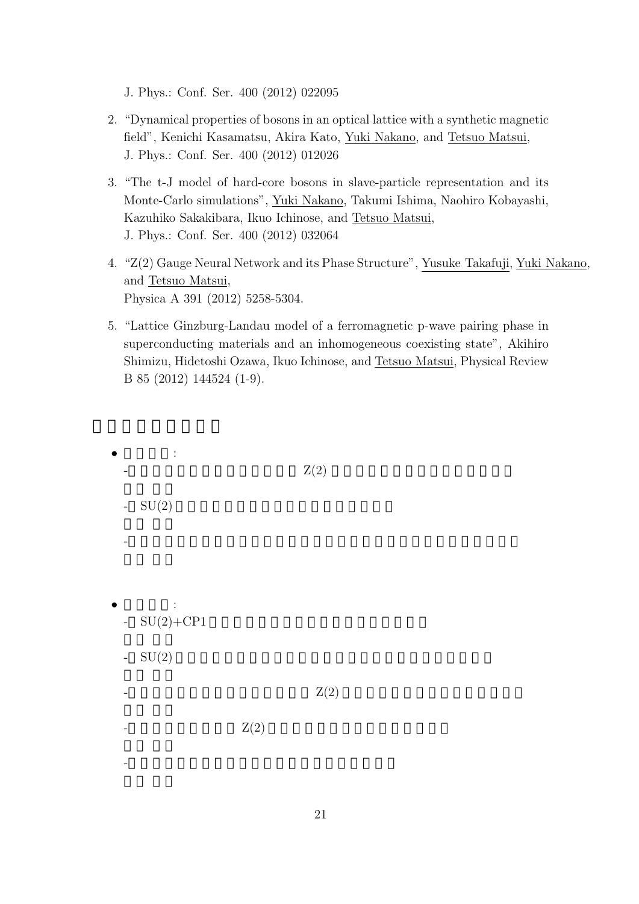J. Phys.: Conf. Ser. 400 (2012) 022095

2. “Dynamical properties of bosons in an optical lattice with a synthetic magnetic field”, Kenichi Kasamatsu, Akira Kato, Yuki Nakano, and Tetsuo Matsui, J. Phys.: Conf. Ser. 400 (2012) 012026

3. “The t-J model of hard-core bosons in slave-particle representation and its Monte-Carlo simulations”, Yuki Nakano, Takumi Ishima, Naohiro Kobayashi, Kazuhiko Sakakibara, Ikuo Ichinose, and Tetsuo Matsui, J. Phys.: Conf. Ser. 400 (2012) 032064

4. “Z(2) Gauge Neural Network and its Phase Structure”, Yusuke Takafuji, Yuki Nakano, and Tetsuo Matsui, Physica A 391 (2012) 5258-5304.

5. “Lattice Ginzburg-Landau model of a ferromagnetic p-wave pairing phase in superconducting materials and an inhomogeneous coexisting state”, Akihiro Shimizu, Hidetoshi Ozawa, Ikuo Ichinose, and Tetsuo Matsui, Physical Review B 85 (2012) 144524 (1-9).

-  Z(2)

- SU(2)

-

- SU(2)+CP1

- SU(2)

-  Z(2)

-  Z(2)

-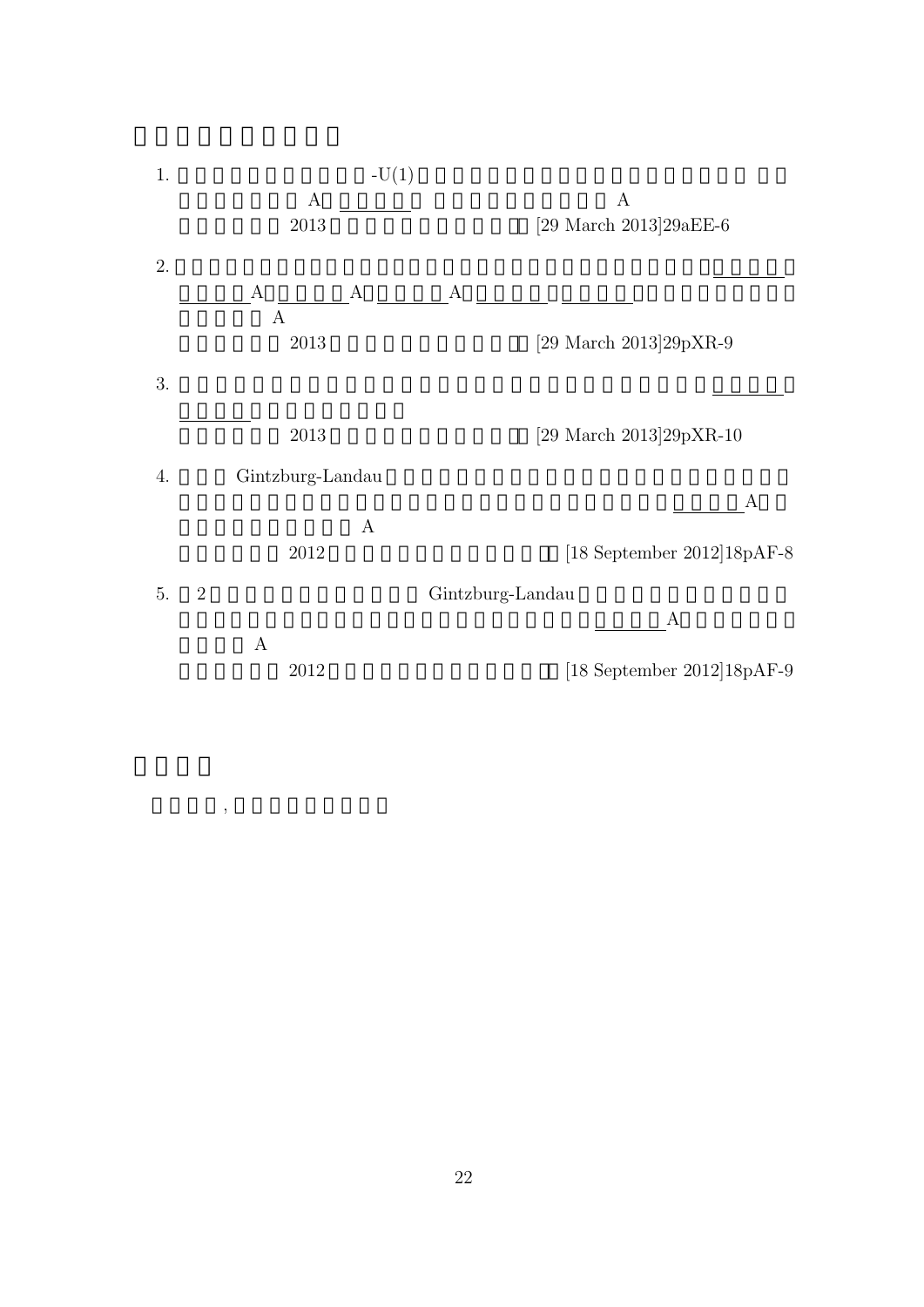1. -U(1)
   A A
   2013 [29 March 2013]29aEE-6

2. A A A
   A
   2013 [29 March 2013]29pXR-9

3. 
   2013 [29 March 2013]29pXR-10

4. Gintzburg-Landau
   A
   A
   2012 [18 September 2012]18pAF-8

5. 2 Gintzburg-Landau
   A
   A
   2012 [18 September 2012]18pAF-9

,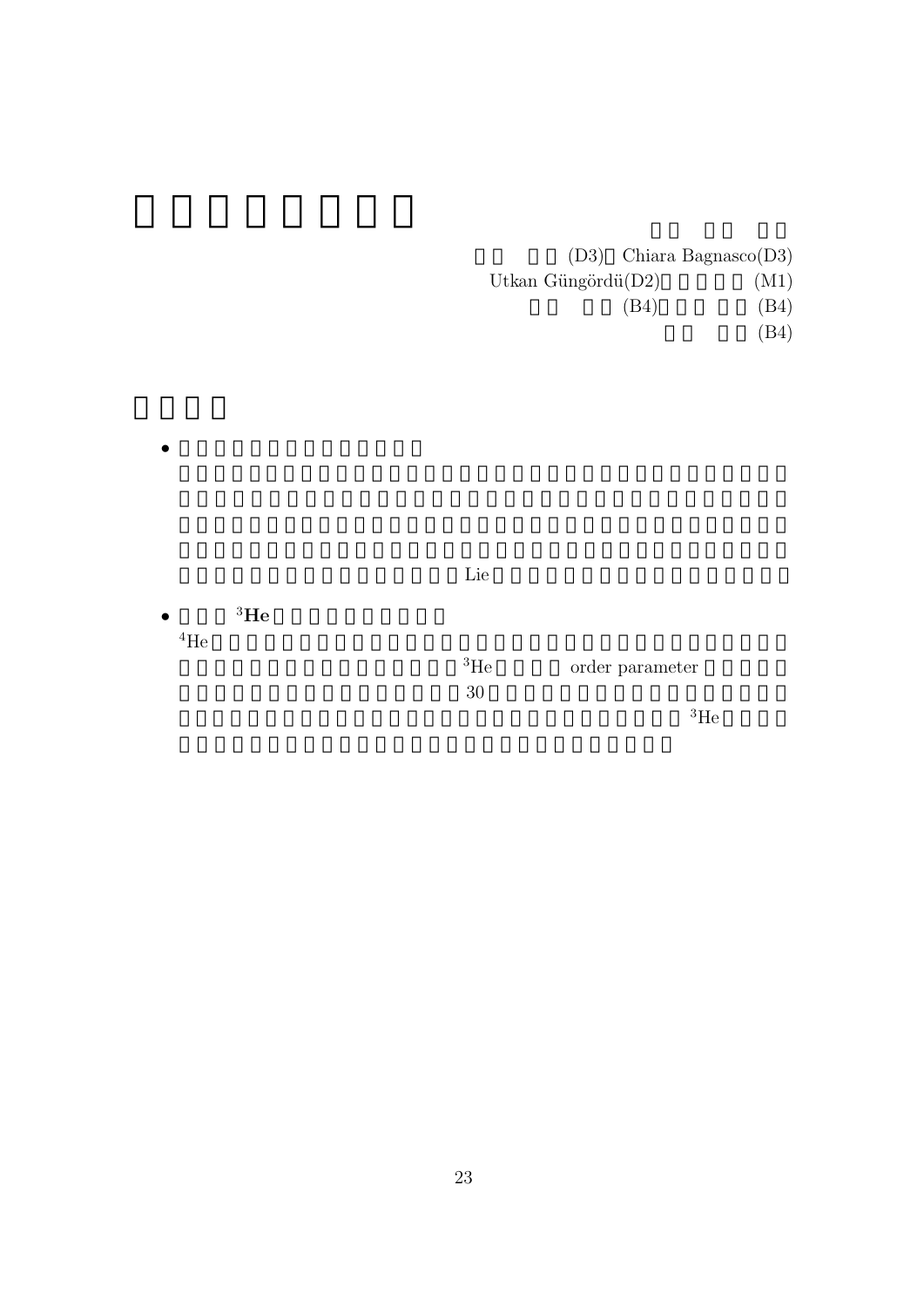(D3) Chiara Bagnasco(D3)

Utkan Güngördü(D2) (M1)

(B4) (B4)

(B4)

- Lie

- $^{3}$He

$^{4}$He

$^{3}$He order parameter

30

$^{3}$He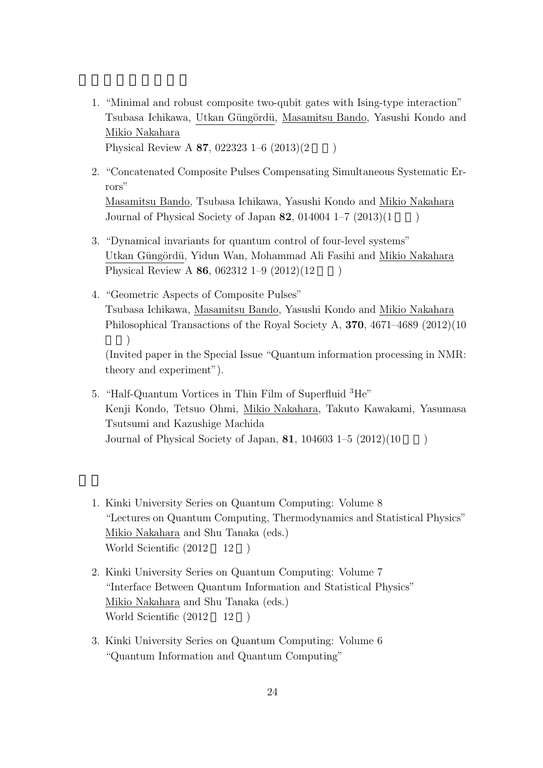1. "Minimal and robust composite two-qubit gates with Ising-type interaction"
   Tsubasa Ichikawa, Utkan Güngördü, Masamitsu Bando, Yasushi Kondo and Mikio Nakahara
   Physical Review A **87**, 022323 1–6 (2013)(2 )

2. "Concatenated Composite Pulses Compensating Simultaneous Systematic Errors"
   Masamitsu Bando, Tsubasa Ichikawa, Yasushi Kondo and Mikio Nakahara
   Journal of Physical Society of Japan **82**, 014004 1–7 (2013)(1 )

3. "Dynamical invariants for quantum control of four-level systems"
   Utkan Güngördü, Yidun Wan, Mohammad Ali Fasihi and Mikio Nakahara
   Physical Review A **86**, 062312 1–9 (2012)(12 )

4. "Geometric Aspects of Composite Pulses"
   Tsubasa Ichikawa, Masamitsu Bando, Yasushi Kondo and Mikio Nakahara
   Philosophical Transactions of the Royal Society A, **370**, 4671–4689 (2012)(10 )
   (Invited paper in the Special Issue "Quantum information processing in NMR: theory and experiment").

5. "Half-Quantum Vortices in Thin Film of Superfluid $^3$He"
   Kenji Kondo, Tetsuo Ohmi, Mikio Nakahara, Takuto Kawakami, Yasumasa Tsutsumi and Kazushige Machida
   Journal of Physical Society of Japan, **81**, 104603 1–5 (2012)(10 )

1. Kinki University Series on Quantum Computing: Volume 8
   "Lectures on Quantum Computing, Thermodynamics and Statistical Physics"
   Mikio Nakahara and Shu Tanaka (eds.)
   World Scientific (2012 12 )

2. Kinki University Series on Quantum Computing: Volume 7
   "Interface Between Quantum Information and Statistical Physics"
   Mikio Nakahara and Shu Tanaka (eds.)
   World Scientific (2012 12 )

3. Kinki University Series on Quantum Computing: Volume 6
   "Quantum Information and Quantum Computing"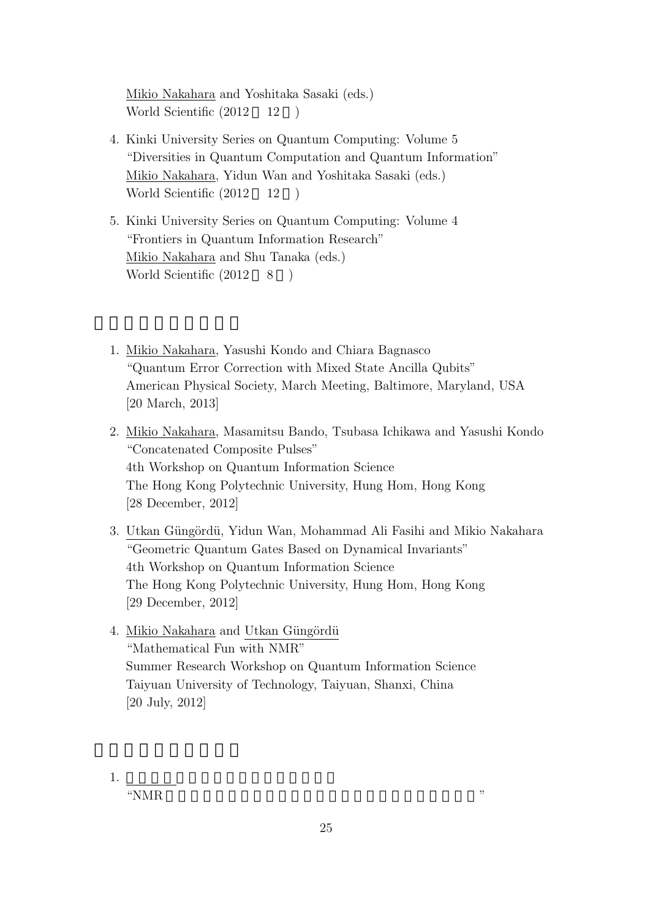Mikio Nakahara and Yoshitaka Sasaki (eds.)
World Scientific (2012 12 )

4. Kinki University Series on Quantum Computing: Volume 5
   "Diversities in Quantum Computation and Quantum Information"
   Mikio Nakahara, Yidun Wan and Yoshitaka Sasaki (eds.)
   World Scientific (2012 12 )

5. Kinki University Series on Quantum Computing: Volume 4
   "Frontiers in Quantum Information Research"
   Mikio Nakahara and Shu Tanaka (eds.)
   World Scientific (2012 8 )

1. Mikio Nakahara, Yasushi Kondo and Chiara Bagnasco
   "Quantum Error Correction with Mixed State Ancilla Qubits"
   American Physical Society, March Meeting, Baltimore, Maryland, USA
   [20 March, 2013]

2. Mikio Nakahara, Masamitsu Bando, Tsubasa Ichikawa and Yasushi Kondo
   "Concatenated Composite Pulses"
   4th Workshop on Quantum Information Science
   The Hong Kong Polytechnic University, Hung Hom, Hong Kong
   [28 December, 2012]

3. Utkan Güngördü, Yidun Wan, Mohammad Ali Fasihi and Mikio Nakahara
   "Geometric Quantum Gates Based on Dynamical Invariants"
   4th Workshop on Quantum Information Science
   The Hong Kong Polytechnic University, Hung Hom, Hong Kong
   [29 December, 2012]

4. Mikio Nakahara and Utkan Güngördü
   "Mathematical Fun with NMR"
   Summer Research Workshop on Quantum Information Science
   Taiyuan University of Technology, Taiyuan, Shanxi, China
   [20 July, 2012]

1.
   "NMR "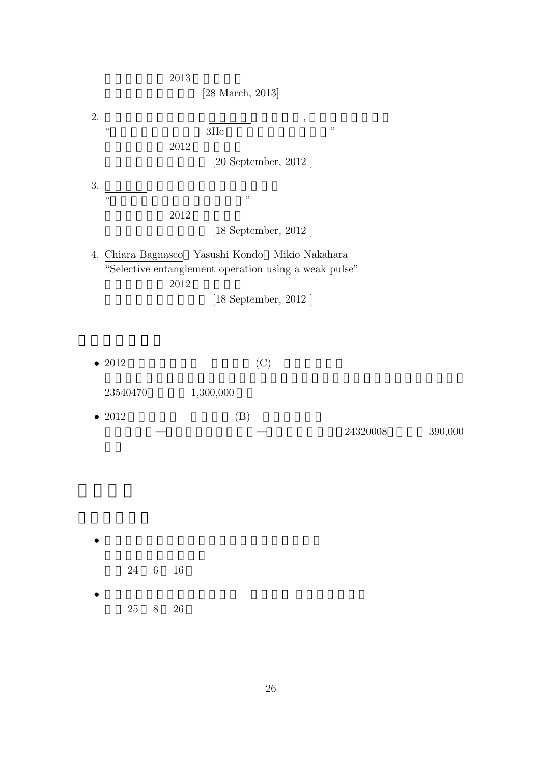2013

[28 March, 2013]

2. ,

"3He"

2012

[20 September, 2012 ]

3.

" "

2012

[18 September, 2012 ]

4. Chiara Bagnasco Yasushi Kondo Mikio Nakahara

"Selective entanglement operation using a weak pulse"

2012

[18 September, 2012 ]

- 2012 (C)

  23540470 1,300,000

- 2012 (B)

  — — 24320008 390,000

- 

  24 6 16

- 

  25 8 26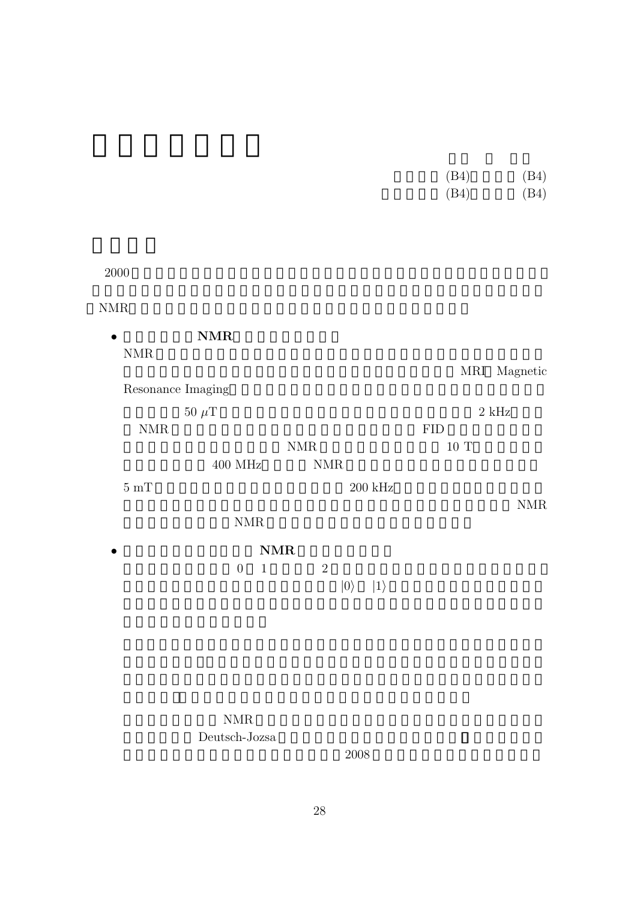(B4) (B4)
(B4) (B4)

2000

NMR

- **NMR**

  NMR

  MRI Magnetic Resonance Imaging

  $50\ \mu$T 2 kHz

  NMR FID

  NMR 10 T

  400 MHz NMR

  5 mT 200 kHz

  NMR

  NMR

- **NMR**

  0 1 2

  $|0\rangle$ $|1\rangle$

  NMR

  Deutsch-Jozsa

  2008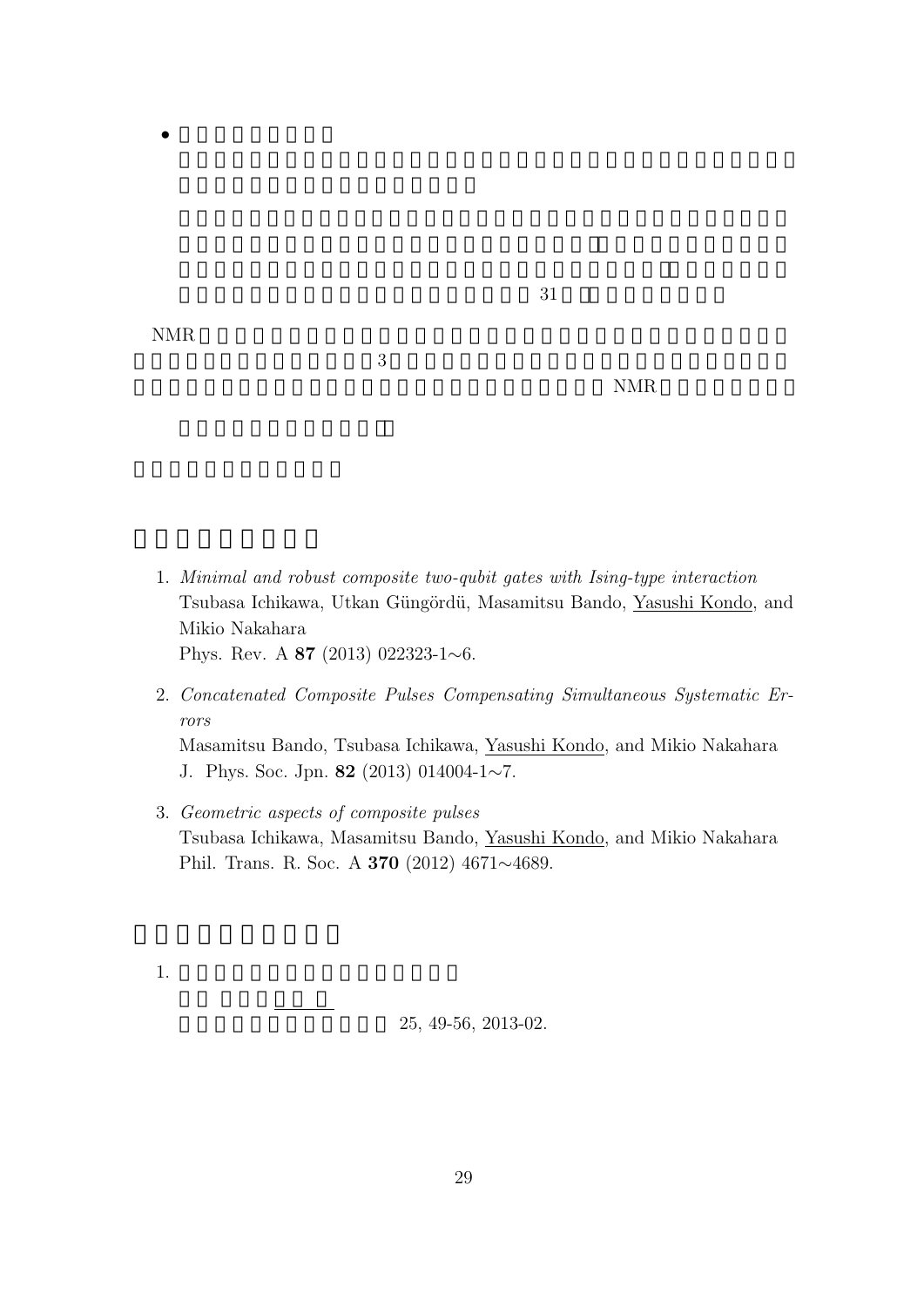- 

31

NMR

3

NMR

1. *Minimal and robust composite two-qubit gates with Ising-type interaction*
   Tsubasa Ichikawa, Utkan Güngördü, Masamitsu Bando, Yasushi Kondo, and Mikio Nakahara
   Phys. Rev. A **87** (2013) 022323-1∼6.

2. *Concatenated Composite Pulses Compensating Simultaneous Systematic Errors*
   Masamitsu Bando, Tsubasa Ichikawa, Yasushi Kondo, and Mikio Nakahara
   J. Phys. Soc. Jpn. **82** (2013) 014004-1∼7.

3. *Geometric aspects of composite pulses*
   Tsubasa Ichikawa, Masamitsu Bando, Yasushi Kondo, and Mikio Nakahara
   Phil. Trans. R. Soc. A **370** (2012) 4671∼4689.

1. 
   25, 49-56, 2013-02.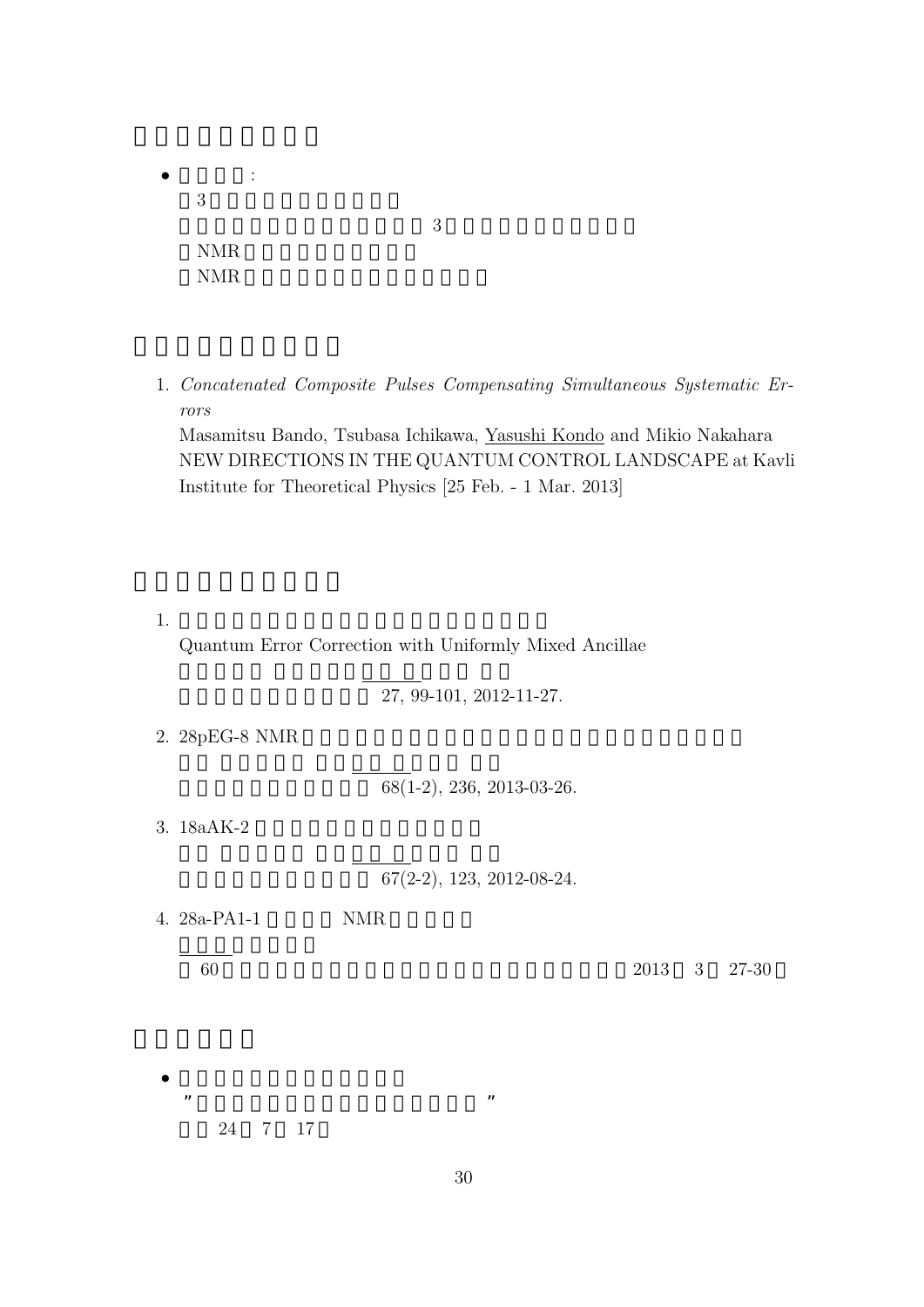- :
  3
  3
  NMR
  NMR

1. *Concatenated Composite Pulses Compensating Simultaneous Systematic Errors*
   Masamitsu Bando, Tsubasa Ichikawa, Yasushi Kondo and Mikio Nakahara
   NEW DIRECTIONS IN THE QUANTUM CONTROL LANDSCAPE at Kavli Institute for Theoretical Physics [25 Feb. - 1 Mar. 2013]

1. Quantum Error Correction with Uniformly Mixed Ancillae
   27, 99-101, 2012-11-27.

2. 28pEG-8 NMR
   68(1-2), 236, 2013-03-26.

3. 18aAK-2
   67(2-2), 123, 2012-08-24.

4. 28a-PA1-1 NMR
   60 2013 3 27-30

- ” ”
  24 7 17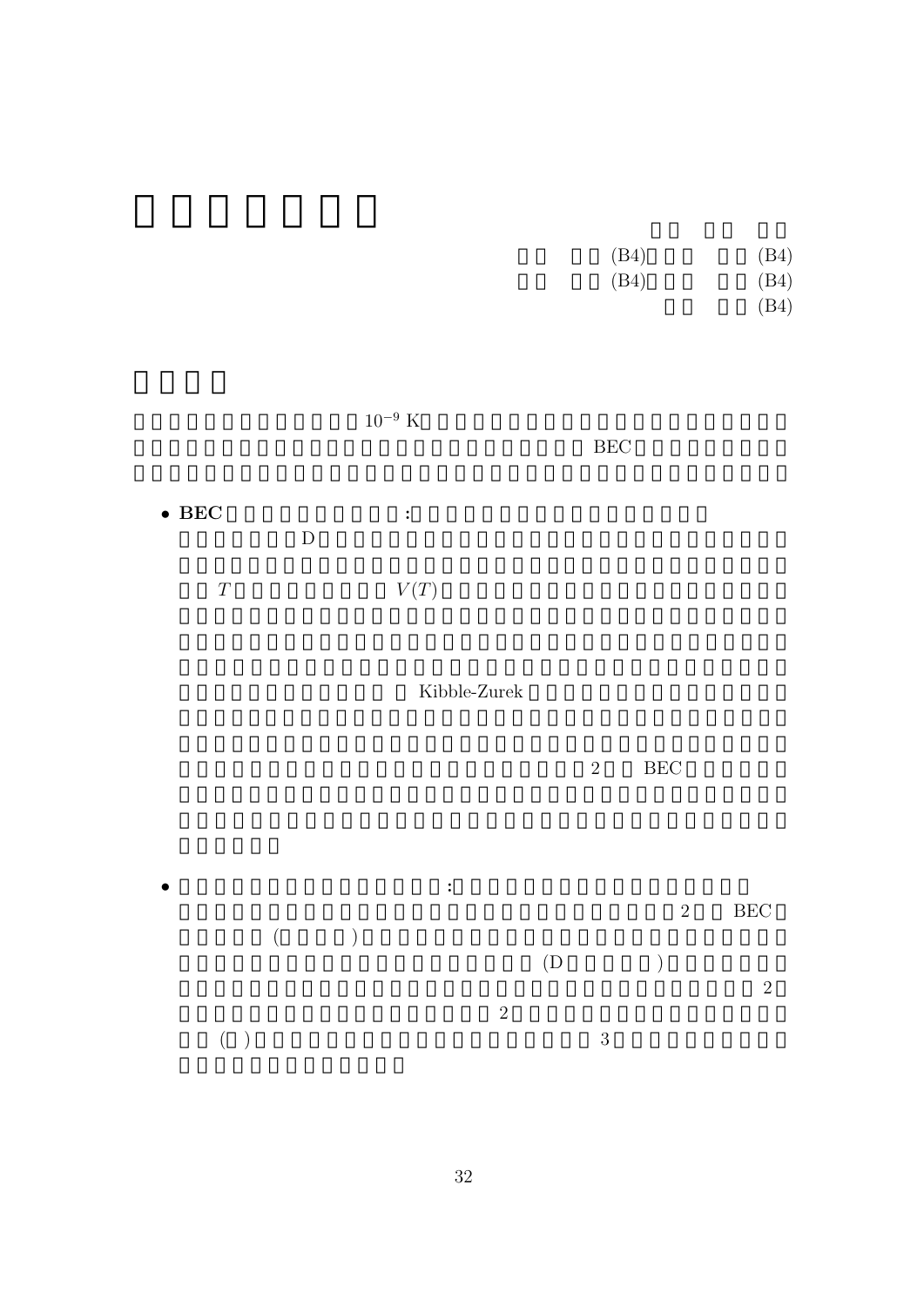(B4) (B4)

(B4) (B4)

(B4)

$10^{-9}$ K

BEC

- **BEC** **:**

  D

  $T$ $V(T)$

  Kibble-Zurek

  2 BEC

- **:**

  2 BEC

  ( )

  (D )

  2

  2

  ( ) 3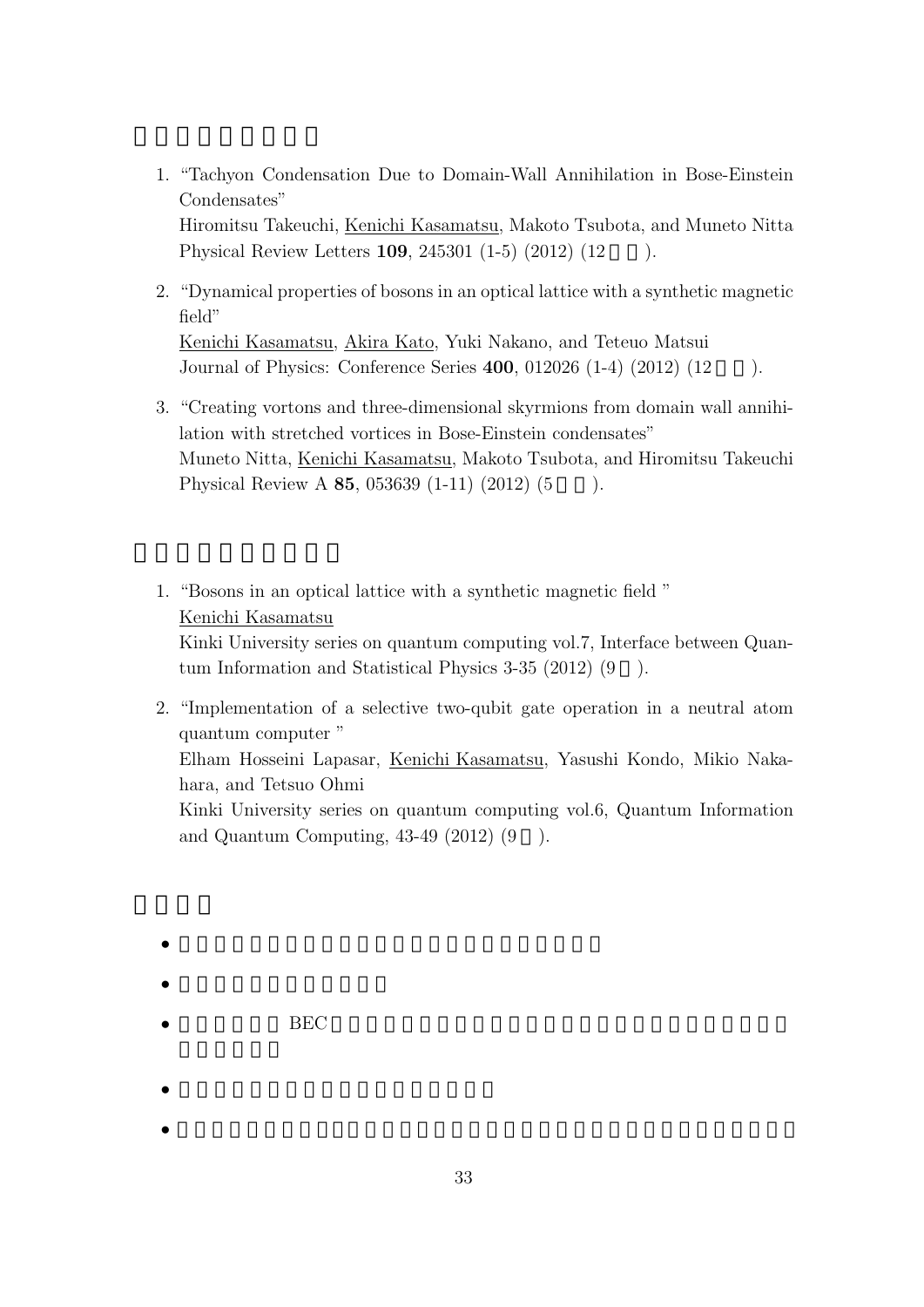1. "Tachyon Condensation Due to Domain-Wall Annihilation in Bose-Einstein Condensates"
   Hiromitsu Takeuchi, Kenichi Kasamatsu, Makoto Tsubota, and Muneto Nitta
   Physical Review Letters **109**, 245301 (1-5) (2012) (12 ).

2. "Dynamical properties of bosons in an optical lattice with a synthetic magnetic field"
   Kenichi Kasamatsu, Akira Kato, Yuki Nakano, and Teteuo Matsui
   Journal of Physics: Conference Series **400**, 012026 (1-4) (2012) (12 ).

3. "Creating vortons and three-dimensional skyrmions from domain wall annihilation with stretched vortices in Bose-Einstein condensates"
   Muneto Nitta, Kenichi Kasamatsu, Makoto Tsubota, and Hiromitsu Takeuchi
   Physical Review A **85**, 053639 (1-11) (2012) (5 ).

1. "Bosons in an optical lattice with a synthetic magnetic field "
   Kenichi Kasamatsu
   Kinki University series on quantum computing vol.7, Interface between Quantum Information and Statistical Physics 3-35 (2012) (9 ).

2. "Implementation of a selective two-qubit gate operation in a neutral atom quantum computer "
   Elham Hosseini Lapasar, Kenichi Kasamatsu, Yasushi Kondo, Mikio Nakahara, and Tetsuo Ohmi
   Kinki University series on quantum computing vol.6, Quantum Information and Quantum Computing, 43-49 (2012) (9 ).

- BEC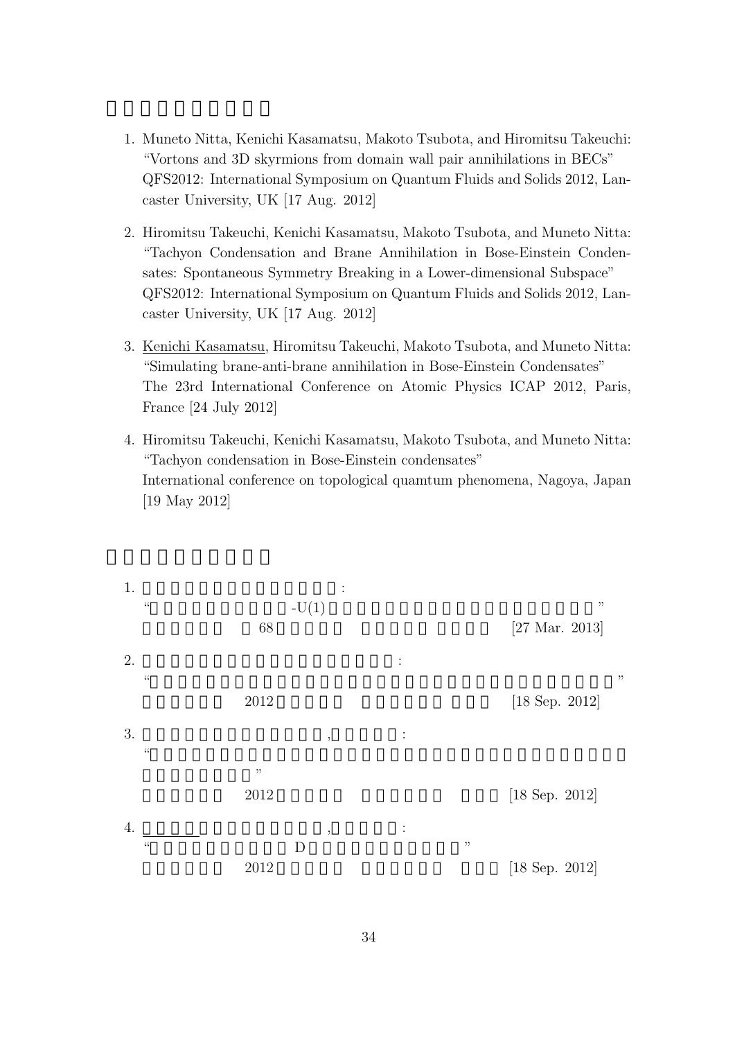1. Muneto Nitta, Kenichi Kasamatsu, Makoto Tsubota, and Hiromitsu Takeuchi:
   "Vortons and 3D skyrmions from domain wall pair annihilations in BECs"
   QFS2012: International Symposium on Quantum Fluids and Solids 2012, Lancaster University, UK [17 Aug. 2012]

2. Hiromitsu Takeuchi, Kenichi Kasamatsu, Makoto Tsubota, and Muneto Nitta:
   "Tachyon Condensation and Brane Annihilation in Bose-Einstein Condensates: Spontaneous Symmetry Breaking in a Lower-dimensional Subspace"
   QFS2012: International Symposium on Quantum Fluids and Solids 2012, Lancaster University, UK [17 Aug. 2012]

3. Kenichi Kasamatsu, Hiromitsu Takeuchi, Makoto Tsubota, and Muneto Nitta:
   "Simulating brane-anti-brane annihilation in Bose-Einstein Condensates"
   The 23rd International Conference on Atomic Physics ICAP 2012, Paris, France [24 July 2012]

4. Hiromitsu Takeuchi, Kenichi Kasamatsu, Makoto Tsubota, and Muneto Nitta:
   "Tachyon condensation in Bose-Einstein condensates"
   International conference on topological quamtum phenomena, Nagoya, Japan [19 May 2012]

1. :
   " -U(1) "
   68 [27 Mar. 2013]

2. :
   " "
   2012 [18 Sep. 2012]

3. , :
   " "
   2012 [18 Sep. 2012]

4. , :
   " D "
   2012 [18 Sep. 2012]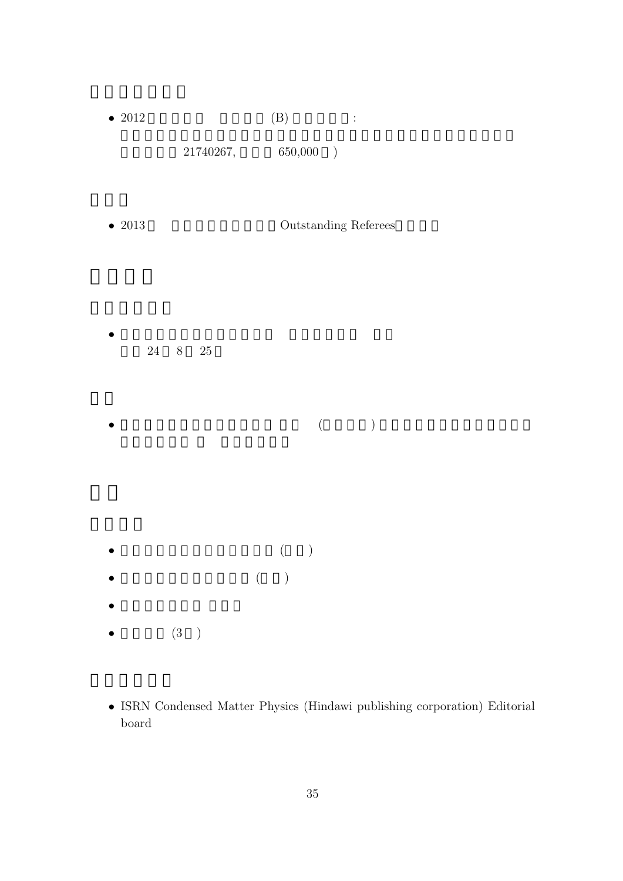- 2012 (B) :
  21740267, 650,000 )

- 2013 Outstanding Referees

- 24 8 25

- ( )

- ( )
- ( )
- (3 )

- ISRN Condensed Matter Physics (Hindawi publishing corporation) Editorial board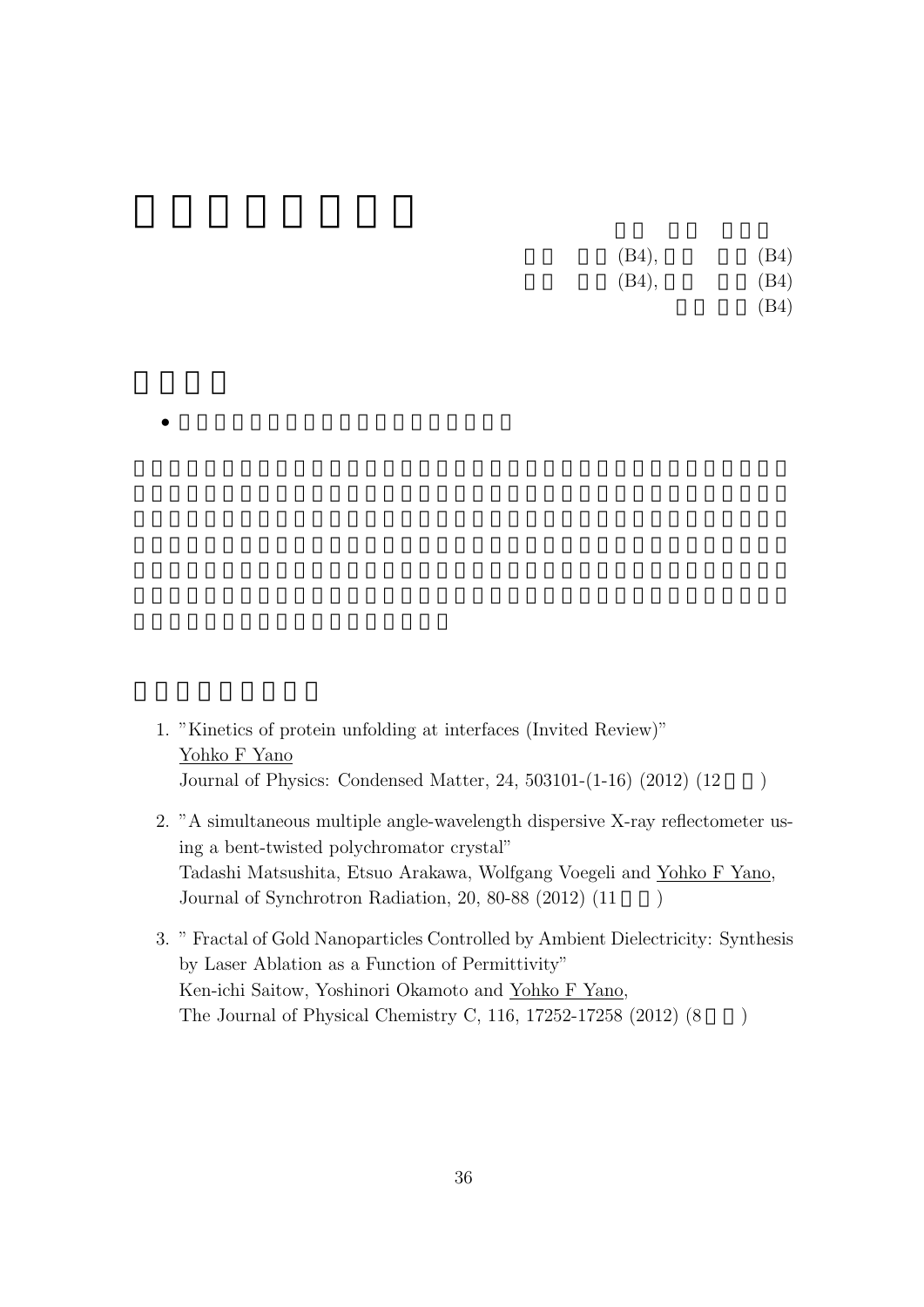(B4), (B4)
(B4), (B4)
(B4)

- 1. "Kinetics of protein unfolding at interfaces (Invited Review)"
  Yohko F Yano
  Journal of Physics: Condensed Matter, 24, 503101-(1-16) (2012) (12 )

2. "A simultaneous multiple angle-wavelength dispersive X-ray reflectometer using a bent-twisted polychromator crystal"
   Tadashi Matsushita, Etsuo Arakawa, Wolfgang Voegeli and Yohko F Yano,
   Journal of Synchrotron Radiation, 20, 80-88 (2012) (11 )

3. " Fractal of Gold Nanoparticles Controlled by Ambient Dielectricity: Synthesis by Laser Ablation as a Function of Permittivity"
   Ken-ichi Saitow, Yoshinori Okamoto and Yohko F Yano,
   The Journal of Physical Chemistry C, 116, 17252-17258 (2012) (8 )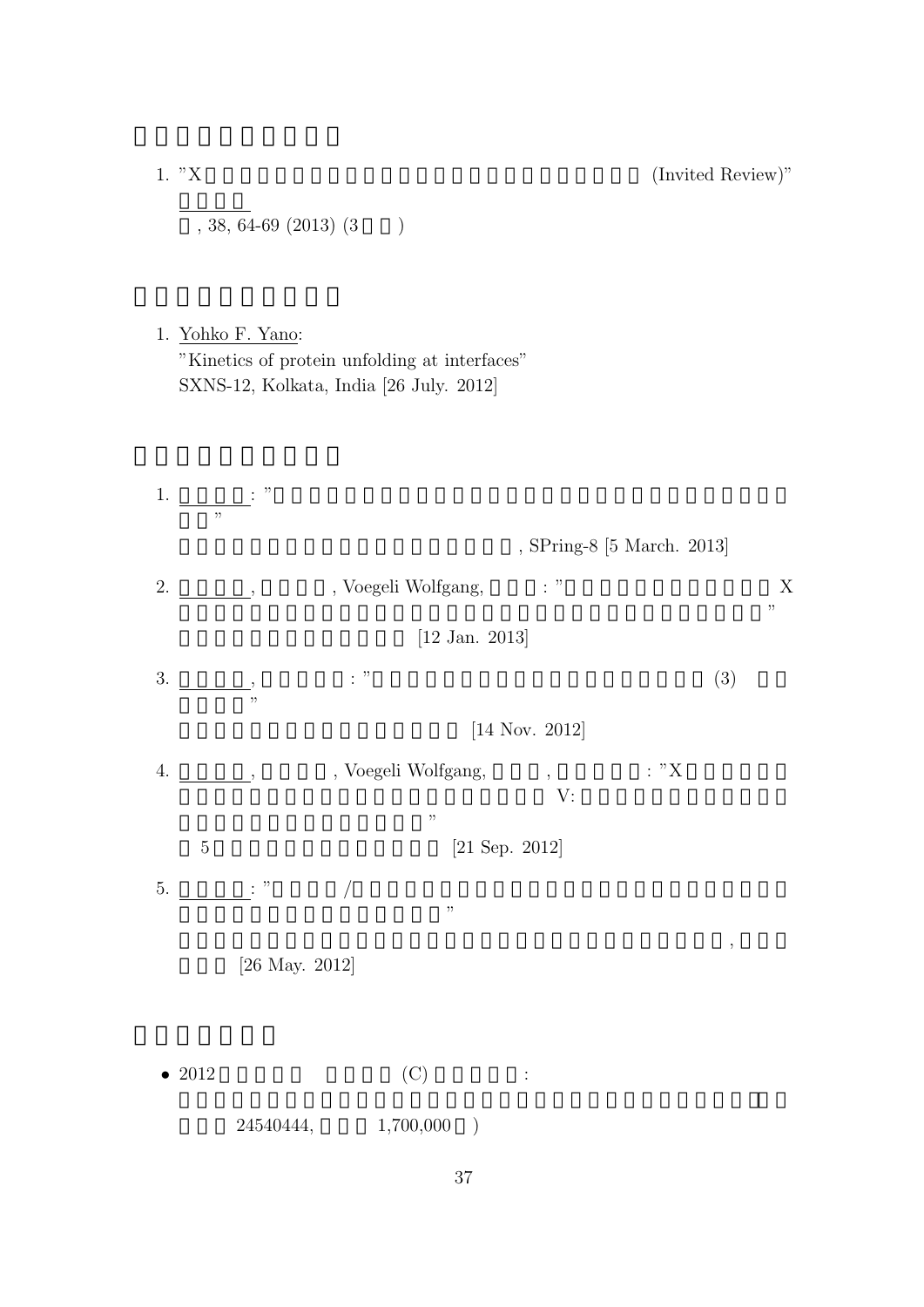1. "X (Invited Review)"

   , 38, 64-69 (2013) (3 )

1. Yohko F. Yano:
   "Kinetics of protein unfolding at interfaces"
   SXNS-12, Kolkata, India [26 July. 2012]

1. : "
   "
   , SPring-8 [5 March. 2013]

2. , , Voegeli Wolfgang, : " X
   "
   [12 Jan. 2013]

3. , : " (3)
   "
   [14 Nov. 2012]

4. , , Voegeli Wolfgang, , : "X
   V:
   "
   5 [21 Sep. 2012]

5. : " /
   "
   ,
   [26 May. 2012]

- 2012 (C) :

  24540444, 1,700,000 )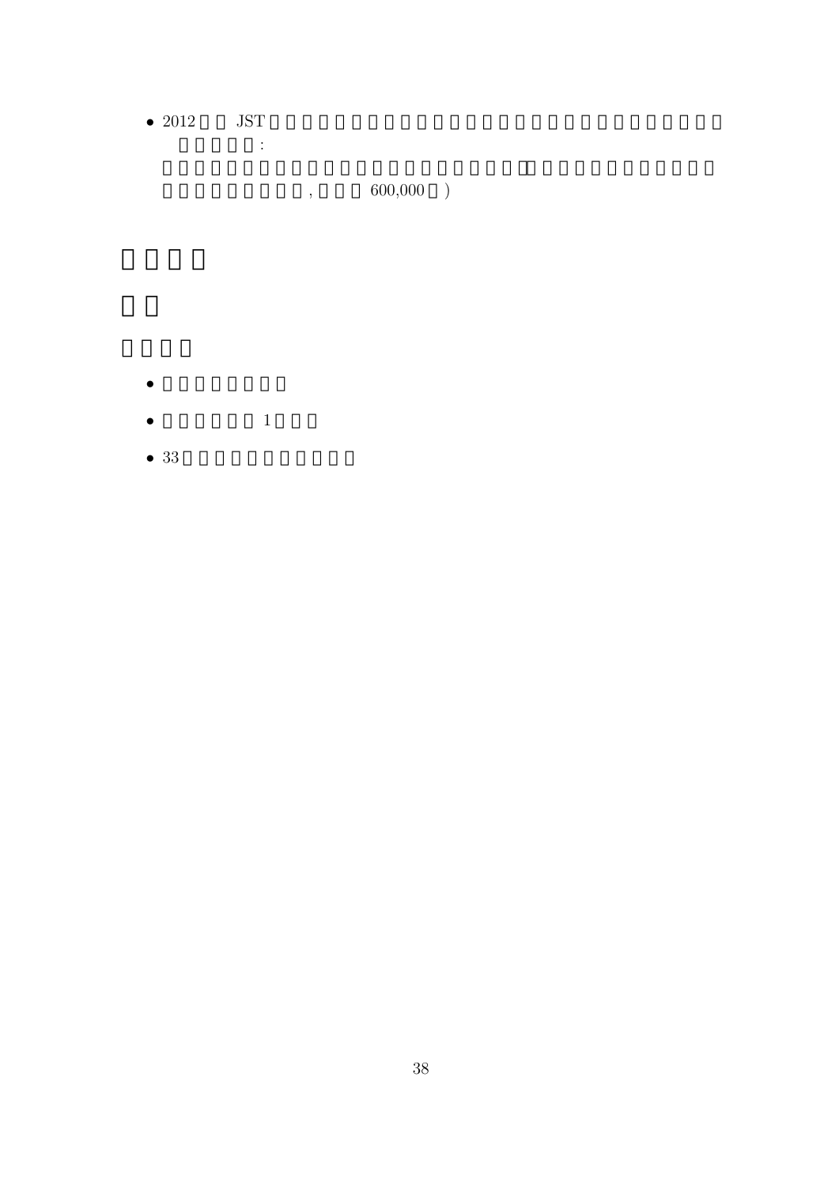- 2012□□ JST□□□□□□□□□□□□□□□□□□□□□□□□□□□□
  □□□□:
  □□□□□□□□□□□□□□□□□□□□「□□□□□□□□□□□
  □□□□□□□□, □□□ 600,000□)

# □□□□

## □□

### □□□□

- □□□□□□□□
- □□□□□□ 1□□□
- 33□□□□□□□□□□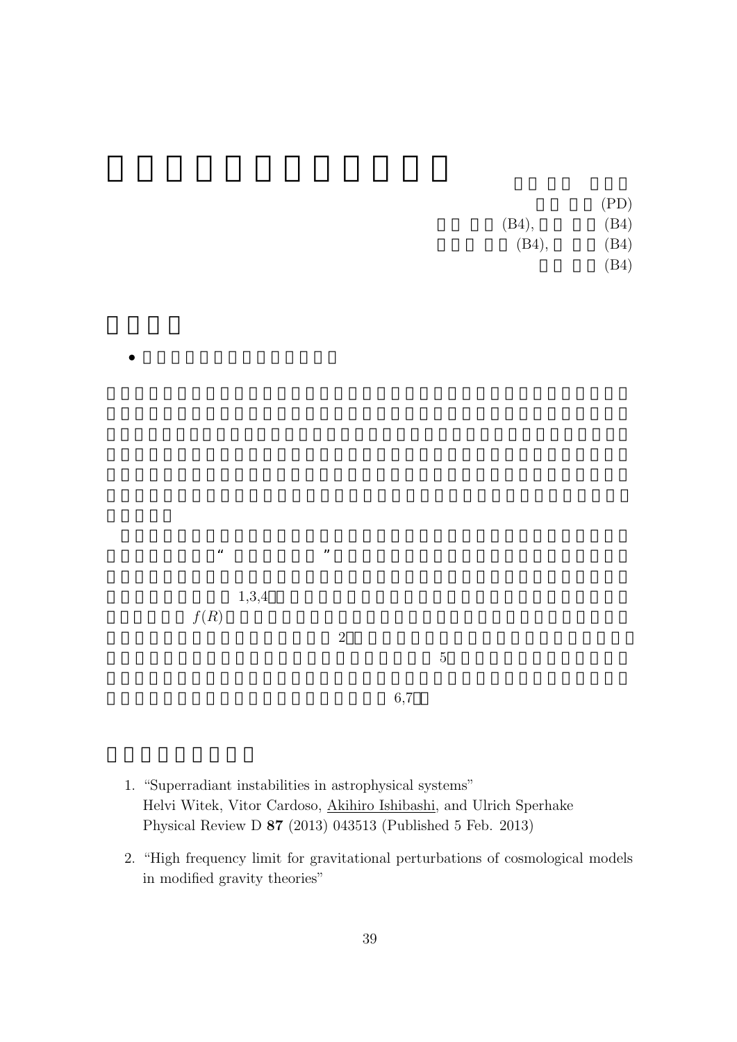(PD)

(B4), (B4)

(B4), (B4)

(B4)

- 

“ ”

1,3,4

$f(R)$

2

5

6,7

1. “Superradiant instabilities in astrophysical systems”
   Helvi Witek, Vitor Cardoso, Akihiro Ishibashi, and Ulrich Sperhake
   Physical Review D **87** (2013) 043513 (Published 5 Feb. 2013)

2. “High frequency limit for gravitational perturbations of cosmological models in modified gravity theories”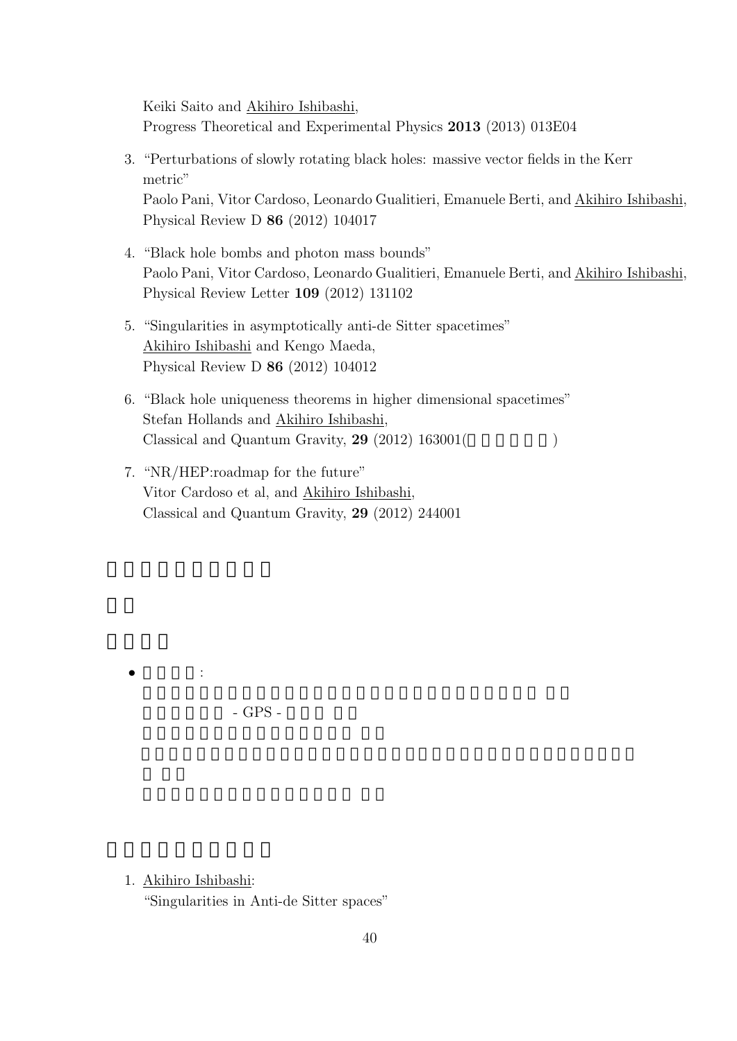Keiki Saito and Akihiro Ishibashi,
Progress Theoretical and Experimental Physics **2013** (2013) 013E04

3. "Perturbations of slowly rotating black holes: massive vector fields in the Kerr metric"
   Paolo Pani, Vitor Cardoso, Leonardo Gualitieri, Emanuele Berti, and Akihiro Ishibashi,
   Physical Review D **86** (2012) 104017

4. "Black hole bombs and photon mass bounds"
   Paolo Pani, Vitor Cardoso, Leonardo Gualitieri, Emanuele Berti, and Akihiro Ishibashi,
   Physical Review Letter **109** (2012) 131102

5. "Singularities in asymptotically anti-de Sitter spacetimes"
   Akihiro Ishibashi and Kengo Maeda,
   Physical Review D **86** (2012) 104012

6. "Black hole uniqueness theorems in higher dimensional spacetimes"
   Stefan Hollands and Akihiro Ishibashi,
   Classical and Quantum Gravity, **29** (2012) 163001( )

7. "NR/HEP:roadmap for the future"
   Vitor Cardoso et al, and Akihiro Ishibashi,
   Classical and Quantum Gravity, **29** (2012) 244001

- :

  - GPS -

1. Akihiro Ishibashi:
   "Singularities in Anti-de Sitter spaces"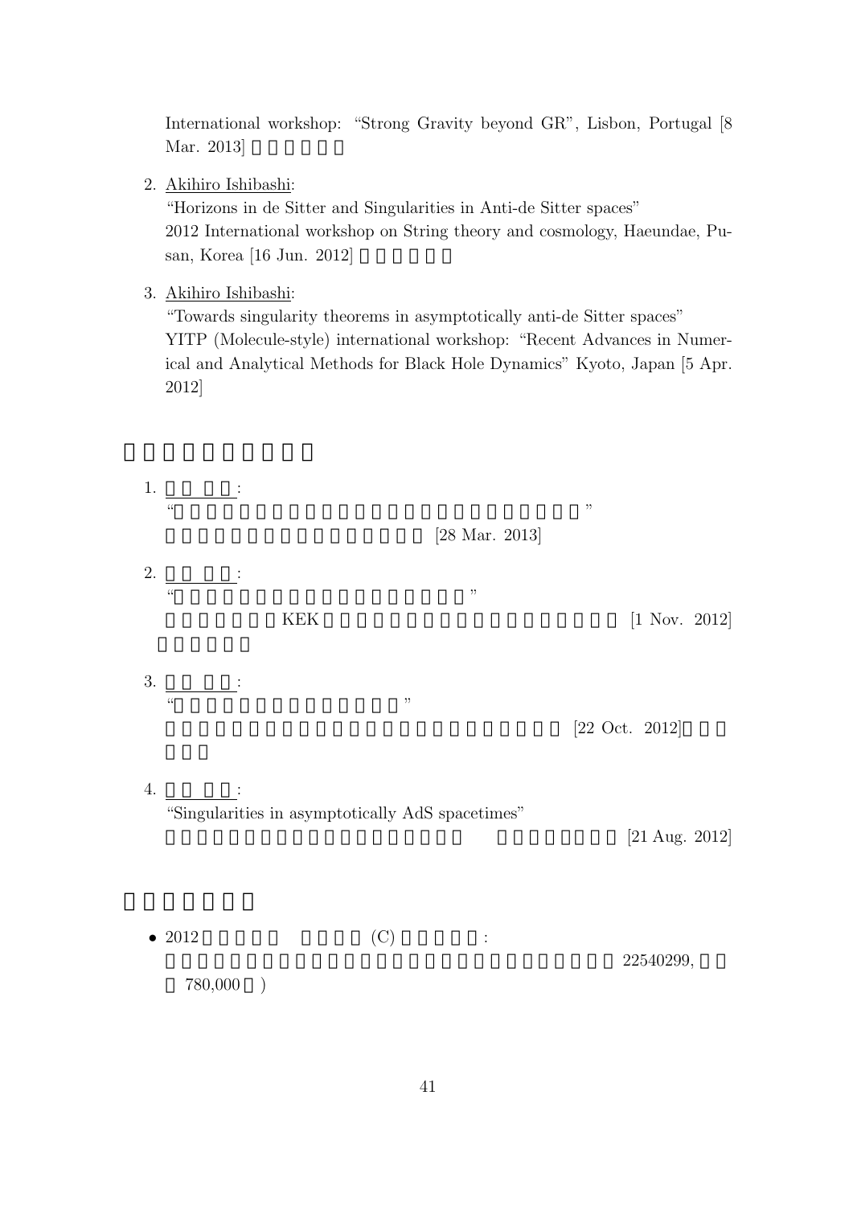International workshop: "Strong Gravity beyond GR", Lisbon, Portugal [8 Mar. 2013]

2. Akihiro Ishibashi:
   "Horizons in de Sitter and Singularities in Anti-de Sitter spaces"
   2012 International workshop on String theory and cosmology, Haeundae, Pusan, Korea [16 Jun. 2012]

3. Akihiro Ishibashi:
   "Towards singularity theorems in asymptotically anti-de Sitter spaces"
   YITP (Molecule-style) international workshop: "Recent Advances in Numerical and Analytical Methods for Black Hole Dynamics" Kyoto, Japan [5 Apr. 2012]

1. :
   " "
   [28 Mar. 2013]

2. :
   " "
   KEK [1 Nov. 2012]

3. :
   " "
   [22 Oct. 2012]

4. :
   "Singularities in asymptotically AdS spacetimes"
   [21 Aug. 2012]

- 2012 (C) :
  22540299,
  780,000 )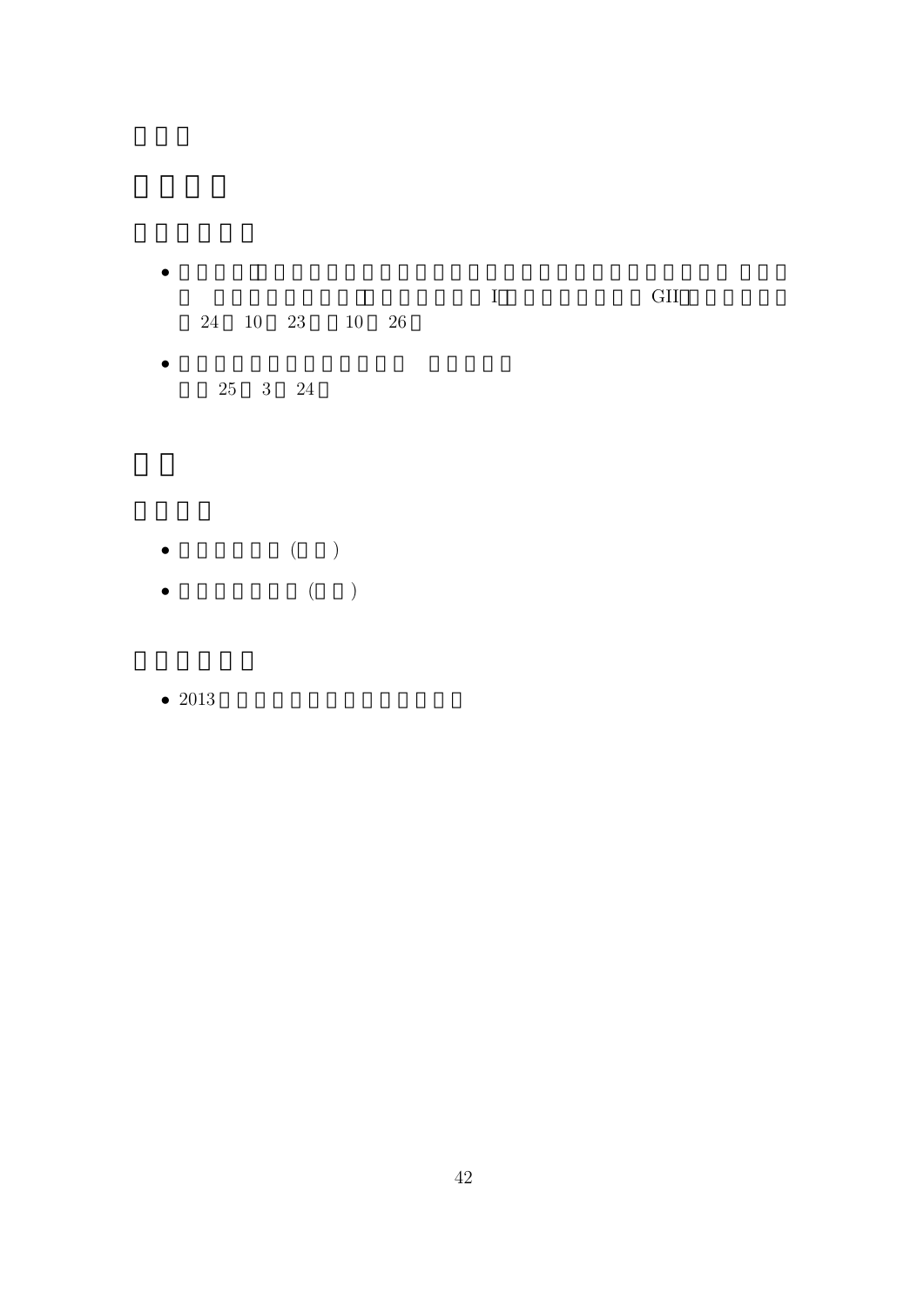- I GII
  24 10 23 10 26

- 25 3 24

- ( )
- ( )

- 2013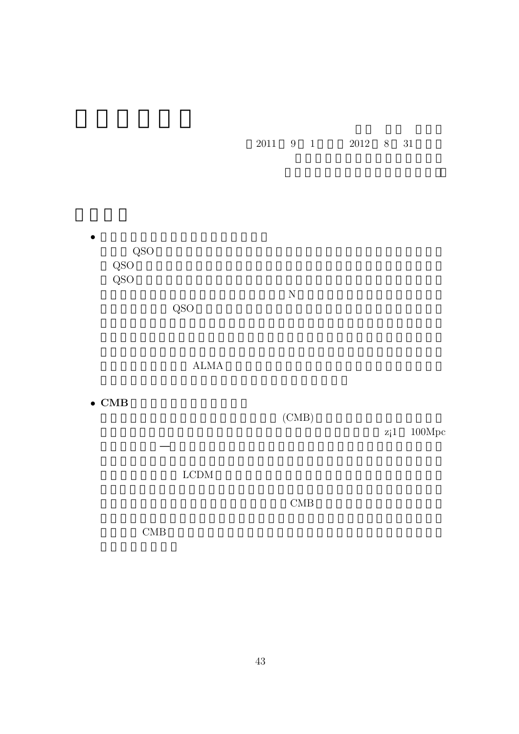2011 9 1 2012 8 31

- QSO QSO QSO N QSO ALMA

- **CMB**

  (CMB) z¡1 100Mpc — LCDM CMB CMB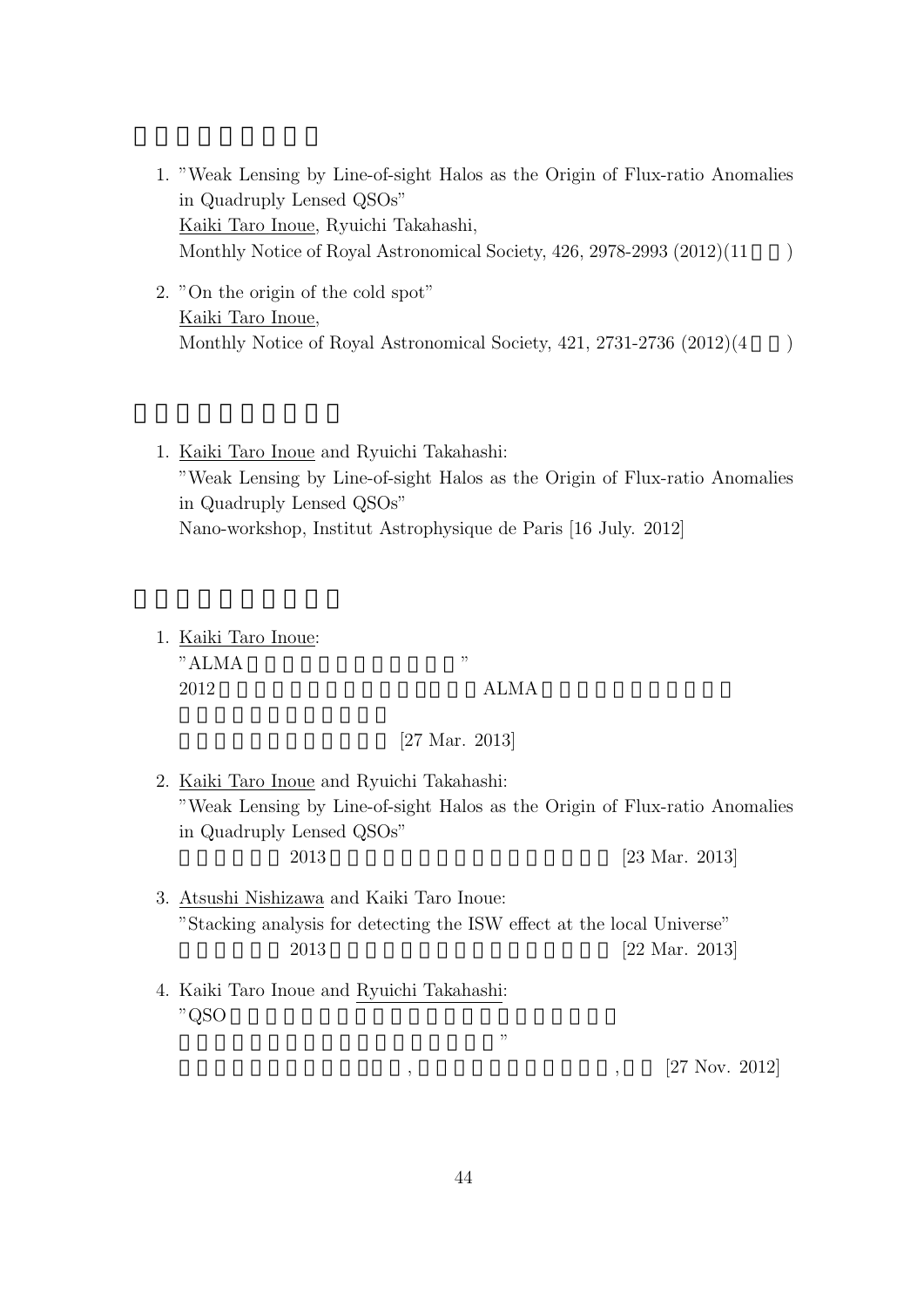## 

1. "Weak Lensing by Line-of-sight Halos as the Origin of Flux-ratio Anomalies in Quadruply Lensed QSOs"
   Kaiki Taro Inoue, Ryuichi Takahashi,
   Monthly Notice of Royal Astronomical Society, 426, 2978-2993 (2012)(11 )

2. "On the origin of the cold spot"
   Kaiki Taro Inoue,
   Monthly Notice of Royal Astronomical Society, 421, 2731-2736 (2012)(4 )

## 

1. Kaiki Taro Inoue and Ryuichi Takahashi:
   "Weak Lensing by Line-of-sight Halos as the Origin of Flux-ratio Anomalies in Quadruply Lensed QSOs"
   Nano-workshop, Institut Astrophysique de Paris [16 July. 2012]

## 

1. Kaiki Taro Inoue:
   "ALMA "
   2012 ALMA
   [27 Mar. 2013]

2. Kaiki Taro Inoue and Ryuichi Takahashi:
   "Weak Lensing by Line-of-sight Halos as the Origin of Flux-ratio Anomalies in Quadruply Lensed QSOs"
   2013 [23 Mar. 2013]

3. Atsushi Nishizawa and Kaiki Taro Inoue:
   "Stacking analysis for detecting the ISW effect at the local Universe"
   2013 [22 Mar. 2013]

4. Kaiki Taro Inoue and Ryuichi Takahashi:
   "QSO
   "
   , , [27 Nov. 2012]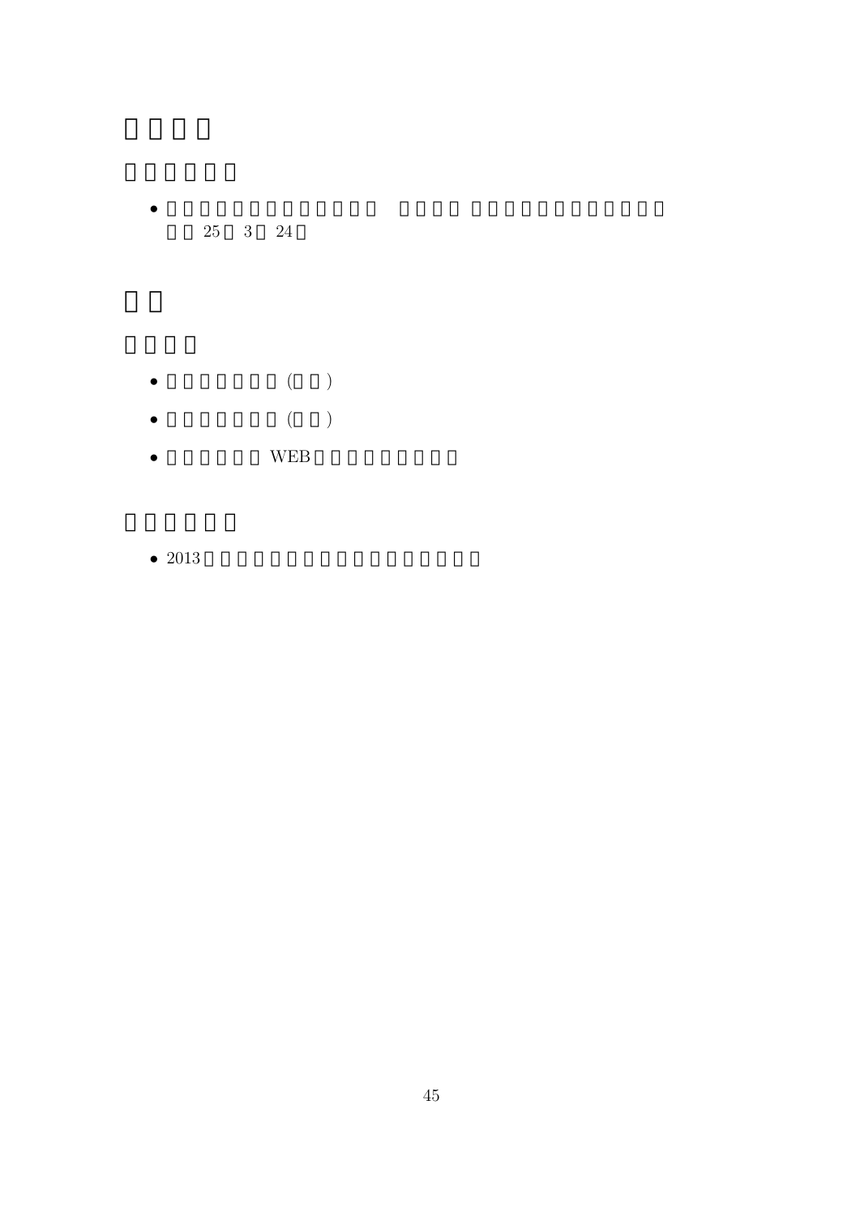# □□□□

## □□□□□

- □□□□□□□□□□□□□ □□□□ □□□□□□□□□□□□□
  □□ 25□ 3□ 24□

# □□

## □□□

- □□□□□□□ (□□)
- □□□□□□□ (□□)
- □□□□□□ WEB□□□□□□□□□

## □□□□□

- 2013□□□□□□□□□□□□□□□□□□